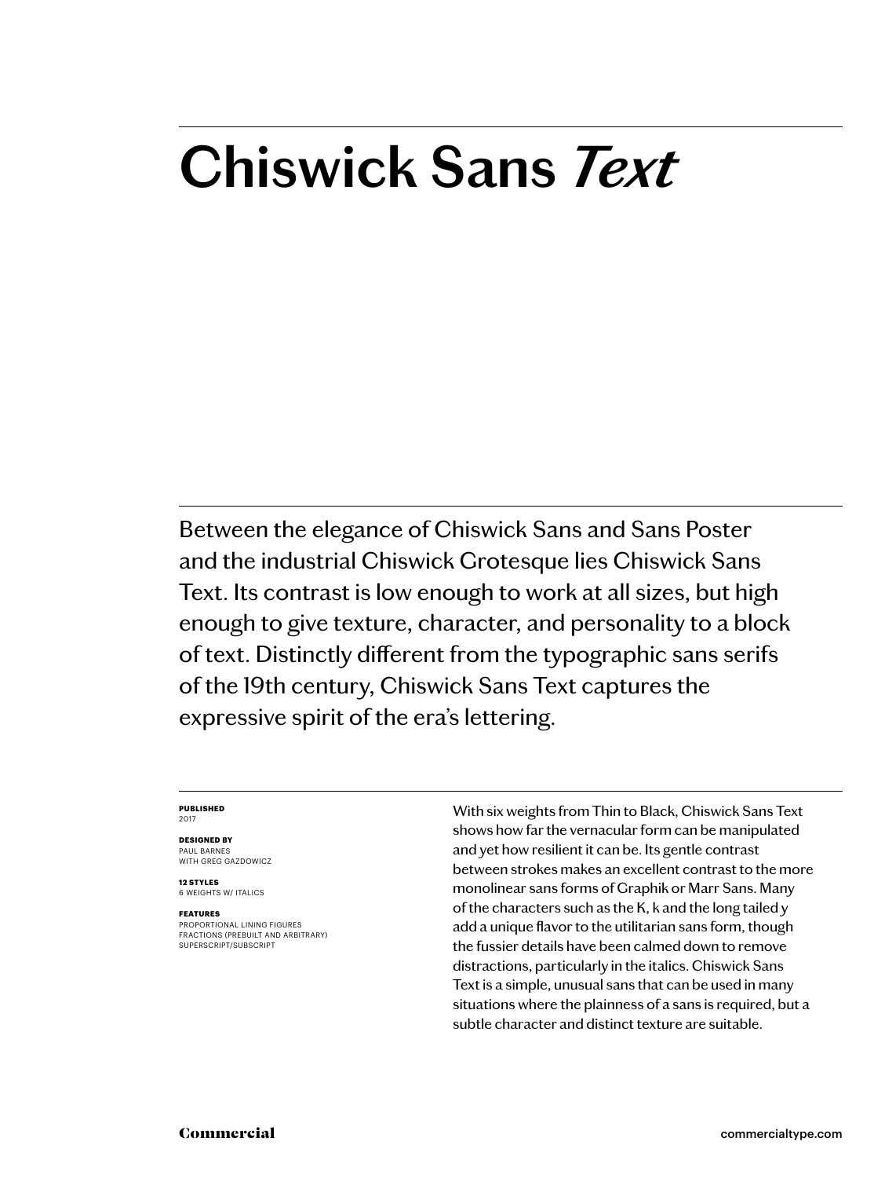# Chiswick Sans *Text*

Between the elegance of Chiswick Sans and Sans Poster and the industrial Chiswick Grotesque lies Chiswick Sans Text. Its contrast is low enough to work at all sizes, but high enough to give texture, character, and personality to a block of text. Distinctly different from the typographic sans serifs of the 19th century, Chiswick Sans Text captures the expressive spirit of the era's lettering.

**PUBLISHED**
2017

**DESIGNED BY**
PAUL BARNES
WITH GREG GAZDOWICZ

**12 STYLES**
6 WEIGHTS W/ ITALICS

**FEATURES**
PROPORTIONAL LINING FIGURES
FRACTIONS (PREBUILT AND ARBITRARY)
SUPERSCRIPT/SUBSCRIPT

With six weights from Thin to Black, Chiswick Sans Text shows how far the vernacular form can be manipulated and yet how resilient it can be. Its gentle contrast between strokes makes an excellent contrast to the more monolinear sans forms of Graphik or Marr Sans. Many of the characters such as the K, k and the long tailed y add a unique flavor to the utilitarian sans form, though the fussier details have been calmed down to remove distractions, particularly in the italics. Chiswick Sans Text is a simple, unusual sans that can be used in many situations where the plainness of a sans is required, but a subtle character and distinct texture are suitable.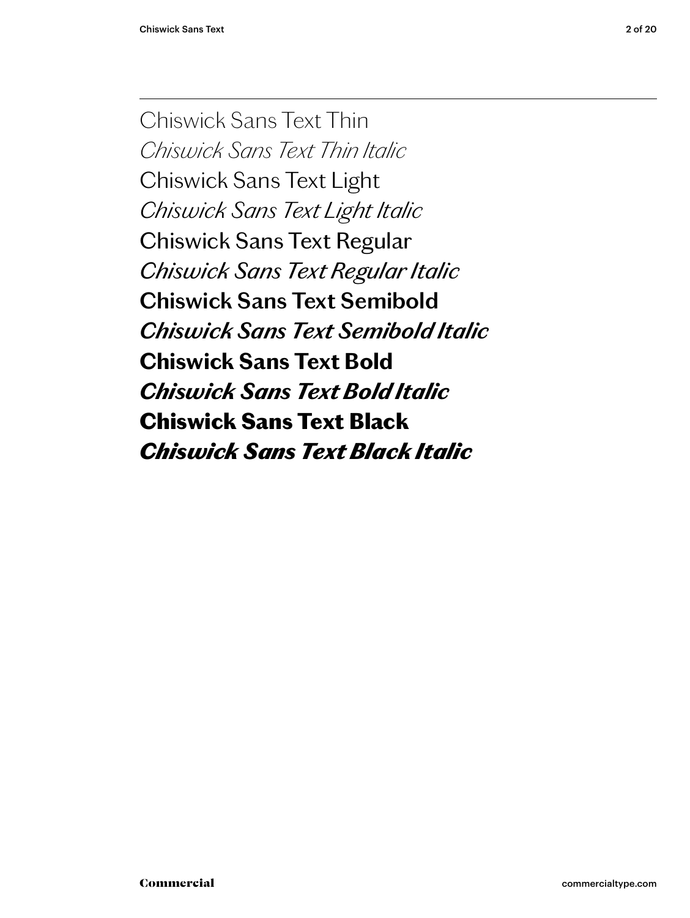Chiswick Sans Text Thin

*Chiswick Sans Text Thin Italic*

Chiswick Sans Text Light

*Chiswick Sans Text Light Italic*

Chiswick Sans Text Regular

*Chiswick Sans Text Regular Italic*

**Chiswick Sans Text Semibold**

***Chiswick Sans Text Semibold Italic***

**Chiswick Sans Text Bold**

***Chiswick Sans Text Bold Italic***

**Chiswick Sans Text Black**

***Chiswick Sans Text Black Italic***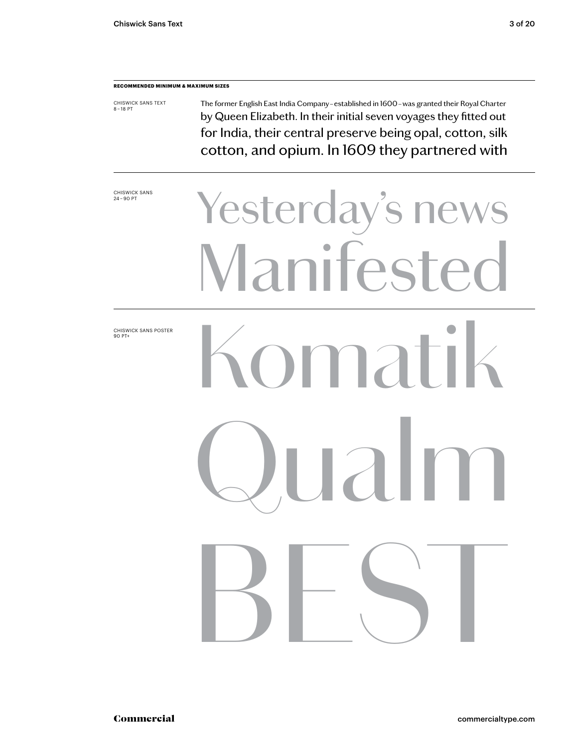**RECOMMENDED MINIMUM & MAXIMUM SIZES**

CHISWICK SANS TEXT
8 – 18 PT

The former English East India Company – established in 1600 – was granted their Royal Charter by Queen Elizabeth. In their initial seven voyages they fitted out for India, their central preserve being opal, cotton, silk cotton, and opium. In 1609 they partnered with

CHISWICK SANS
24 – 90 PT

Yesterday's news
Manifested

CHISWICK SANS POSTER
90 PT+

Komatik
Qualm
BEST

**Commercial**

commercialtype.com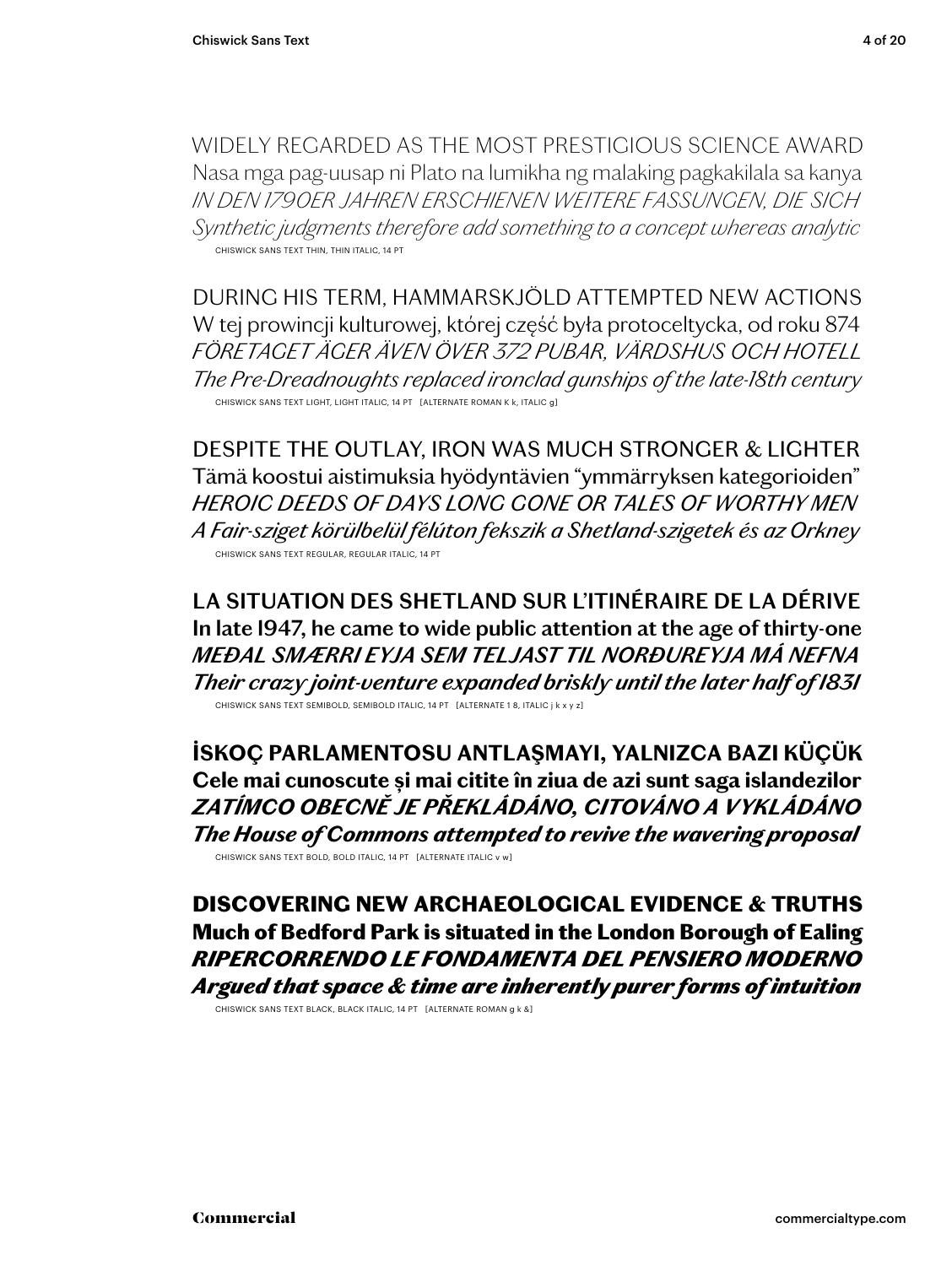WIDELY REGARDED AS THE MOST PRESTIGIOUS SCIENCE AWARD
Nasa mga pag-uusap ni Plato na lumikha ng malaking pagkakilala sa kanya
*IN DEN 1790ER JAHREN ERSCHIENEN WEITERE FASSUNGEN, DIE SICH*
*Synthetic judgments therefore add something to a concept whereas analytic*
CHISWICK SANS TEXT THIN, THIN ITALIC, 14 PT

DURING HIS TERM, HAMMARSKJÖLD ATTEMPTED NEW ACTIONS
W tej prowincji kulturowej, której część była protoceltycka, od roku 874
*FÖRETAGET ÄGER ÄVEN ÖVER 372 PUBAR, VÄRDSHUS OCH HOTELL*
*The Pre-Dreadnoughts replaced ironclad gunships of the late-18th century*
CHISWICK SANS TEXT LIGHT, LIGHT ITALIC, 14 PT [ALTERNATE ROMAN K k, ITALIC g]

DESPITE THE OUTLAY, IRON WAS MUCH STRONGER & LIGHTER
Tämä koostui aistimuksia hyödyntävien "ymmärryksen kategorioiden"
*HEROIC DEEDS OF DAYS LONG GONE OR TALES OF WORTHY MEN*
*A Fair-sziget körülbelül félúton fekszik a Shetland-szigetek és az Orkney*
CHISWICK SANS TEXT REGULAR, REGULAR ITALIC, 14 PT

**LA SITUATION DES SHETLAND SUR L'ITINÉRAIRE DE LA DÉRIVE**
**In late 1947, he came to wide public attention at the age of thirty-one**
***MEÐAL SMÆRRI EYJA SEM TELJAST TIL NORÐUREYJA MÁ NEFNA***
***Their crazy joint-venture expanded briskly until the later half of 1831***
CHISWICK SANS TEXT SEMIBOLD, SEMIBOLD ITALIC, 14 PT [ALTERNATE 1 8, ITALIC j k x y z]

**İSKOÇ PARLAMENTOSU ANTLAŞMAYI, YALNIZCA BAZI KÜÇÜK**
**Cele mai cunoscute și mai citite în ziua de azi sunt saga islandezilor**
***ZATÍMCO OBECNĚ JE PŘEKLÁDÁNO, CITOVÁNO A VYKLÁDÁNO***
***The House of Commons attempted to revive the wavering proposal***
CHISWICK SANS TEXT BOLD, BOLD ITALIC, 14 PT [ALTERNATE ITALIC v w]

**DISCOVERING NEW ARCHAEOLOGICAL EVIDENCE & TRUTHS**
**Much of Bedford Park is situated in the London Borough of Ealing**
***RIPERCORRENDO LE FONDAMENTA DEL PENSIERO MODERNO***
***Argued that space & time are inherently purer forms of intuition***
CHISWICK SANS TEXT BLACK, BLACK ITALIC, 14 PT [ALTERNATE ROMAN g k &]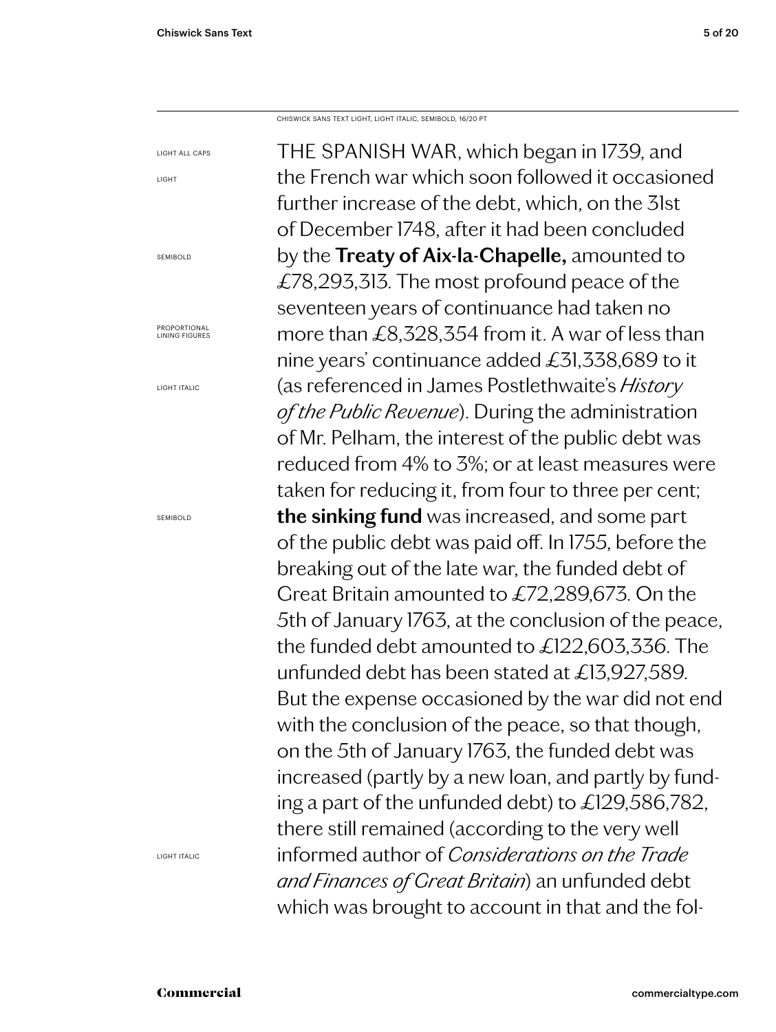CHISWICK SANS TEXT LIGHT, LIGHT ITALIC, SEMIBOLD, 16/20 PT

LIGHT ALL CAPS

LIGHT

SEMIBOLD

PROPORTIONAL LINING FIGURES

LIGHT ITALIC

SEMIBOLD

LIGHT ITALIC

THE SPANISH WAR, which began in 1739, and the French war which soon followed it occasioned further increase of the debt, which, on the 31st of December 1748, after it had been concluded by the **Treaty of Aix-la-Chapelle,** amounted to £78,293,313. The most profound peace of the seventeen years of continuance had taken no more than £8,328,354 from it. A war of less than nine years' continuance added £31,338,689 to it (as referenced in James Postlethwaite's *History of the Public Revenue*). During the administration of Mr. Pelham, the interest of the public debt was reduced from 4% to 3%; or at least measures were taken for reducing it, from four to three per cent; **the sinking fund** was increased, and some part of the public debt was paid off. In 1755, before the breaking out of the late war, the funded debt of Great Britain amounted to £72,289,673. On the 5th of January 1763, at the conclusion of the peace, the funded debt amounted to £122,603,336. The unfunded debt has been stated at £13,927,589. But the expense occasioned by the war did not end with the conclusion of the peace, so that though, on the 5th of January 1763, the funded debt was increased (partly by a new loan, and partly by funding a part of the unfunded debt) to £129,586,782, there still remained (according to the very well informed author of *Considerations on the Trade and Finances of Great Britain*) an unfunded debt which was brought to account in that and the fol-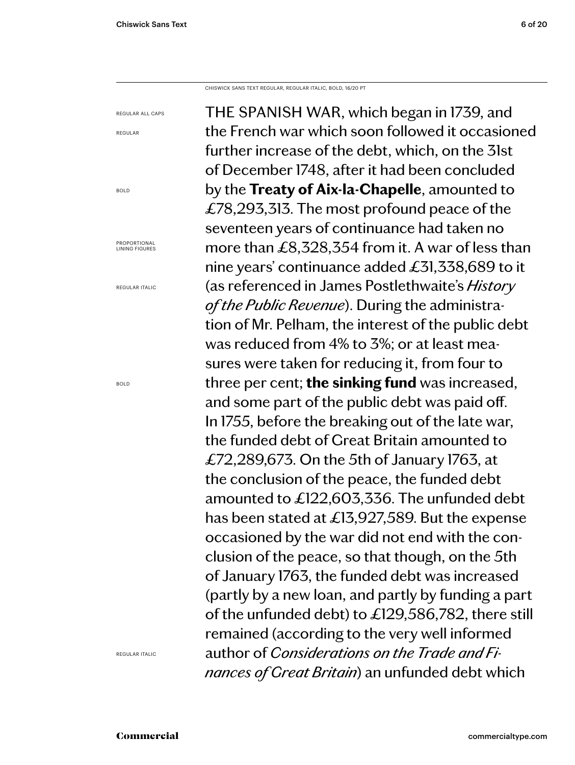CHISWICK SANS TEXT REGULAR, REGULAR ITALIC, BOLD, 16/20 PT

REGULAR ALL CAPS

REGULAR

BOLD

PROPORTIONAL LINING FIGURES

REGULAR ITALIC

BOLD

REGULAR ITALIC

THE SPANISH WAR, which began in 1739, and the French war which soon followed it occasioned further increase of the debt, which, on the 31st of December 1748, after it had been concluded by the **Treaty of Aix-la-Chapelle**, amounted to £78,293,313. The most profound peace of the seventeen years of continuance had taken no more than £8,328,354 from it. A war of less than nine years' continuance added £31,338,689 to it (as referenced in James Postlethwaite's *History of the Public Revenue*). During the administration of Mr. Pelham, the interest of the public debt was reduced from 4% to 3%; or at least measures were taken for reducing it, from four to three per cent; **the sinking fund** was increased, and some part of the public debt was paid off. In 1755, before the breaking out of the late war, the funded debt of Great Britain amounted to £72,289,673. On the 5th of January 1763, at the conclusion of the peace, the funded debt amounted to £122,603,336. The unfunded debt has been stated at £13,927,589. But the expense occasioned by the war did not end with the conclusion of the peace, so that though, on the 5th of January 1763, the funded debt was increased (partly by a new loan, and partly by funding a part of the unfunded debt) to £129,586,782, there still remained (according to the very well informed author of *Considerations on the Trade and Finances of Great Britain*) an unfunded debt which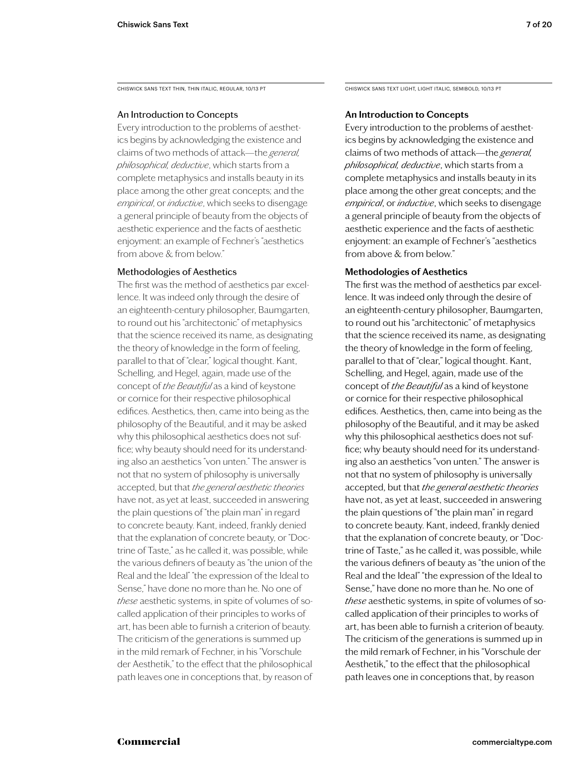CHISWICK SANS TEXT THIN, THIN ITALIC, REGULAR, 10/13 PT

An Introduction to Concepts

Every introduction to the problems of aesthetics begins by acknowledging the existence and claims of two methods of attack—the *general, philosophical, deductive*, which starts from a complete metaphysics and installs beauty in its place among the other great concepts; and the *empirical*, or *inductive*, which seeks to disengage a general principle of beauty from the objects of aesthetic experience and the facts of aesthetic enjoyment: an example of Fechner's "aesthetics from above & from below."

Methodologies of Aesthetics

The first was the method of aesthetics par excellence. It was indeed only through the desire of an eighteenth-century philosopher, Baumgarten, to round out his "architectonic" of metaphysics that the science received its name, as designating the theory of knowledge in the form of feeling, parallel to that of "clear," logical thought. Kant, Schelling, and Hegel, again, made use of the concept of *the Beautiful* as a kind of keystone or cornice for their respective philosophical edifices. Aesthetics, then, came into being as the philosophy of the Beautiful, and it may be asked why this philosophical aesthetics does not suffice; why beauty should need for its understanding also an aesthetics "von unten." The answer is not that no system of philosophy is universally accepted, but that *the general aesthetic theories* have not, as yet at least, succeeded in answering the plain questions of "the plain man" in regard to concrete beauty. Kant, indeed, frankly denied that the explanation of concrete beauty, or "Doctrine of Taste," as he called it, was possible, while the various definers of beauty as "the union of the Real and the Ideal" "the expression of the Ideal to Sense," have done no more than he. No one of *these* aesthetic systems, in spite of volumes of so-called application of their principles to works of art, has been able to furnish a criterion of beauty. The criticism of the generations is summed up in the mild remark of Fechner, in his "Vorschule der Aesthetik," to the effect that the philosophical path leaves one in conceptions that, by reason of

CHISWICK SANS TEXT LIGHT, LIGHT ITALIC, SEMIBOLD, 10/13 PT

**An Introduction to Concepts**

Every introduction to the problems of aesthetics begins by acknowledging the existence and claims of two methods of attack—the *general, philosophical, deductive*, which starts from a complete metaphysics and installs beauty in its place among the other great concepts; and the *empirical*, or *inductive*, which seeks to disengage a general principle of beauty from the objects of aesthetic experience and the facts of aesthetic enjoyment: an example of Fechner's "aesthetics from above & from below."

**Methodologies of Aesthetics**

The first was the method of aesthetics par excellence. It was indeed only through the desire of an eighteenth-century philosopher, Baumgarten, to round out his "architectonic" of metaphysics that the science received its name, as designating the theory of knowledge in the form of feeling, parallel to that of "clear," logical thought. Kant, Schelling, and Hegel, again, made use of the concept of *the Beautiful* as a kind of keystone or cornice for their respective philosophical edifices. Aesthetics, then, came into being as the philosophy of the Beautiful, and it may be asked why this philosophical aesthetics does not suffice; why beauty should need for its understanding also an aesthetics "von unten." The answer is not that no system of philosophy is universally accepted, but that *the general aesthetic theories* have not, as yet at least, succeeded in answering the plain questions of "the plain man" in regard to concrete beauty. Kant, indeed, frankly denied that the explanation of concrete beauty, or "Doctrine of Taste," as he called it, was possible, while the various definers of beauty as "the union of the Real and the Ideal" "the expression of the Ideal to Sense," have done no more than he. No one of *these* aesthetic systems, in spite of volumes of so-called application of their principles to works of art, has been able to furnish a criterion of beauty. The criticism of the generations is summed up in the mild remark of Fechner, in his "Vorschule der Aesthetik," to the effect that the philosophical path leaves one in conceptions that, by reason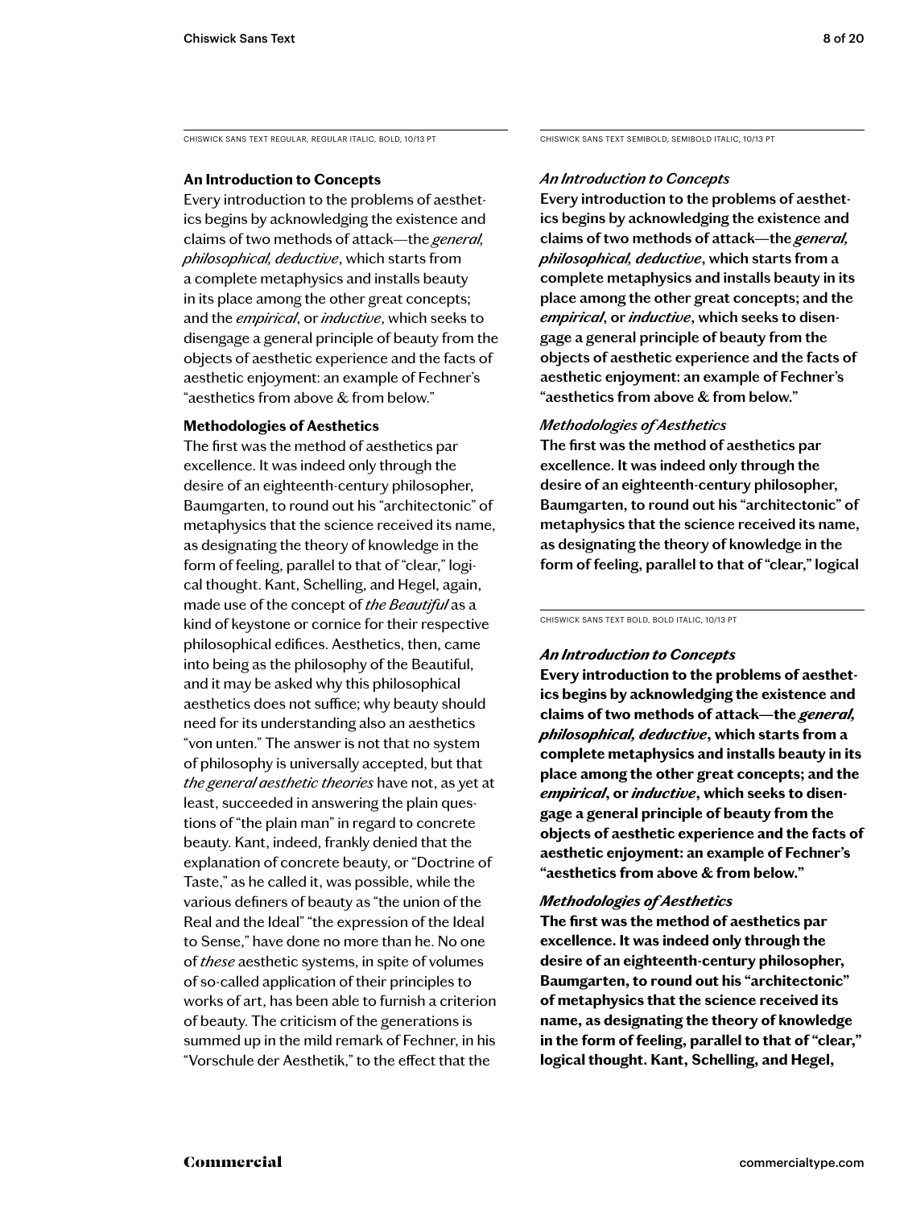CHISWICK SANS TEXT REGULAR, REGULAR ITALIC, BOLD, 10/13 PT

**An Introduction to Concepts**

Every introduction to the problems of aesthetics begins by acknowledging the existence and claims of two methods of attack—the *general, philosophical, deductive*, which starts from a complete metaphysics and installs beauty in its place among the other great concepts; and the *empirical*, or *inductive*, which seeks to disengage a general principle of beauty from the objects of aesthetic experience and the facts of aesthetic enjoyment: an example of Fechner's "aesthetics from above & from below."

**Methodologies of Aesthetics**

The first was the method of aesthetics par excellence. It was indeed only through the desire of an eighteenth-century philosopher, Baumgarten, to round out his "architectonic" of metaphysics that the science received its name, as designating the theory of knowledge in the form of feeling, parallel to that of "clear," logical thought. Kant, Schelling, and Hegel, again, made use of the concept of *the Beautiful* as a kind of keystone or cornice for their respective philosophical edifices. Aesthetics, then, came into being as the philosophy of the Beautiful, and it may be asked why this philosophical aesthetics does not suffice; why beauty should need for its understanding also an aesthetics "von unten." The answer is not that no system of philosophy is universally accepted, but that *the general aesthetic theories* have not, as yet at least, succeeded in answering the plain questions of "the plain man" in regard to concrete beauty. Kant, indeed, frankly denied that the explanation of concrete beauty, or "Doctrine of Taste," as he called it, was possible, while the various definers of beauty as "the union of the Real and the Ideal" "the expression of the Ideal to Sense," have done no more than he. No one of *these* aesthetic systems, in spite of volumes of so-called application of their principles to works of art, has been able to furnish a criterion of beauty. The criticism of the generations is summed up in the mild remark of Fechner, in his "Vorschule der Aesthetik," to the effect that the

CHISWICK SANS TEXT SEMIBOLD, SEMIBOLD ITALIC, 10/13 PT

***An Introduction to Concepts***

**Every introduction to the problems of aesthetics begins by acknowledging the existence and claims of two methods of attack—the *general, philosophical, deductive*, which starts from a complete metaphysics and installs beauty in its place among the other great concepts; and the *empirical*, or *inductive*, which seeks to disengage a general principle of beauty from the objects of aesthetic experience and the facts of aesthetic enjoyment: an example of Fechner's "aesthetics from above & from below."**

***Methodologies of Aesthetics***

**The first was the method of aesthetics par excellence. It was indeed only through the desire of an eighteenth-century philosopher, Baumgarten, to round out his "architectonic" of metaphysics that the science received its name, as designating the theory of knowledge in the form of feeling, parallel to that of "clear," logical**

CHISWICK SANS TEXT BOLD, BOLD ITALIC, 10/13 PT

***An Introduction to Concepts***

**Every introduction to the problems of aesthetics begins by acknowledging the existence and claims of two methods of attack—the *general, philosophical, deductive*, which starts from a complete metaphysics and installs beauty in its place among the other great concepts; and the *empirical*, or *inductive*, which seeks to disengage a general principle of beauty from the objects of aesthetic experience and the facts of aesthetic enjoyment: an example of Fechner's "aesthetics from above & from below."**

***Methodologies of Aesthetics***

**The first was the method of aesthetics par excellence. It was indeed only through the desire of an eighteenth-century philosopher, Baumgarten, to round out his "architectonic" of metaphysics that the science received its name, as designating the theory of knowledge in the form of feeling, parallel to that of "clear," logical thought. Kant, Schelling, and Hegel,**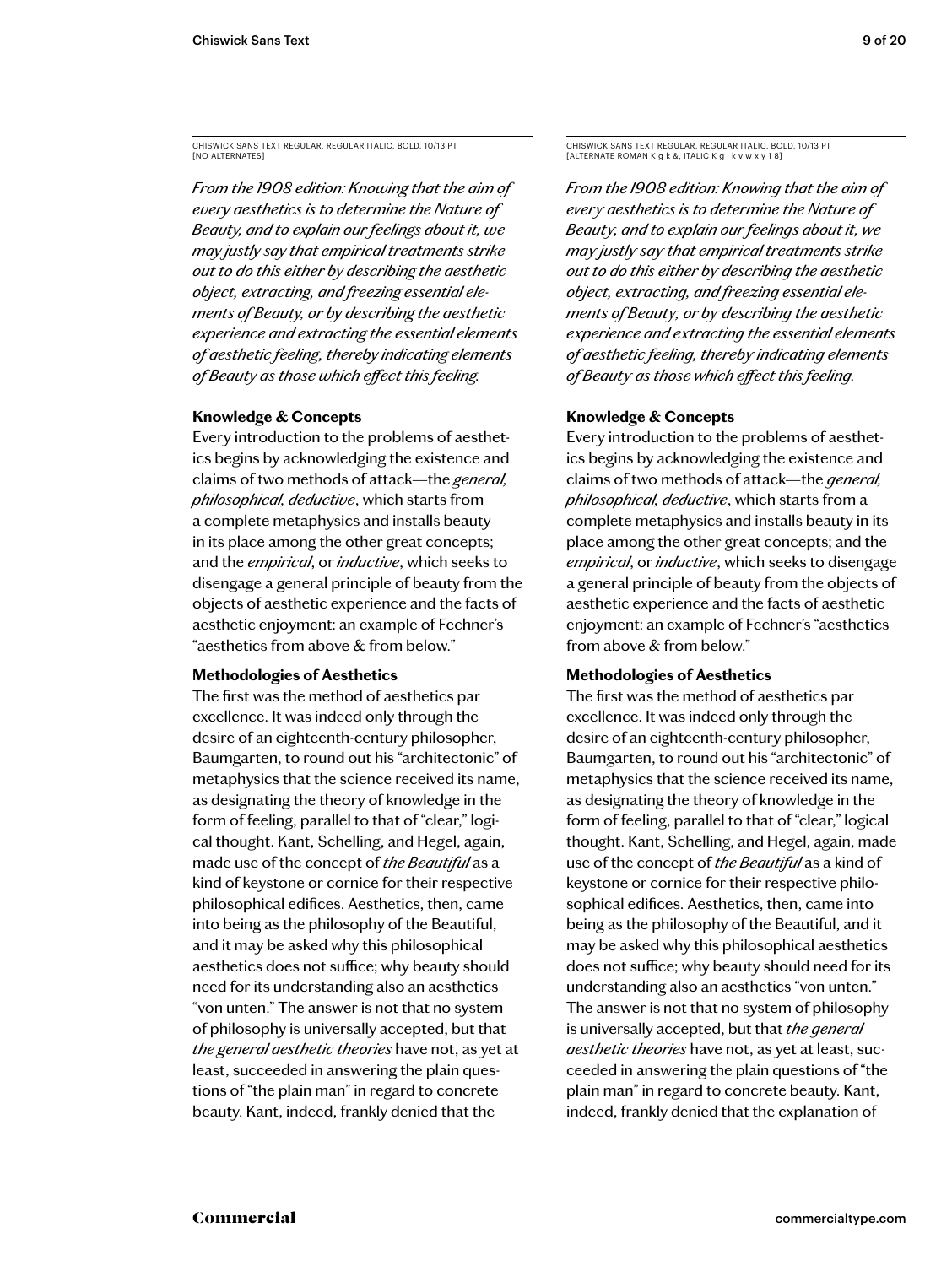CHISWICK SANS TEXT REGULAR, REGULAR ITALIC, BOLD, 10/13 PT
[NO ALTERNATES]

*From the 1908 edition: Knowing that the aim of every aesthetics is to determine the Nature of Beauty, and to explain our feelings about it, we may justly say that empirical treatments strike out to do this either by describing the aesthetic object, extracting, and freezing essential elements of Beauty, or by describing the aesthetic experience and extracting the essential elements of aesthetic feeling, thereby indicating elements of Beauty as those which effect this feeling.*

**Knowledge & Concepts**

Every introduction to the problems of aesthetics begins by acknowledging the existence and claims of two methods of attack—the *general, philosophical, deductive*, which starts from a complete metaphysics and installs beauty in its place among the other great concepts; and the *empirical*, or *inductive*, which seeks to disengage a general principle of beauty from the objects of aesthetic experience and the facts of aesthetic enjoyment: an example of Fechner's "aesthetics from above & from below."

**Methodologies of Aesthetics**

The first was the method of aesthetics par excellence. It was indeed only through the desire of an eighteenth-century philosopher, Baumgarten, to round out his "architectonic" of metaphysics that the science received its name, as designating the theory of knowledge in the form of feeling, parallel to that of "clear," logical thought. Kant, Schelling, and Hegel, again, made use of the concept of *the Beautiful* as a kind of keystone or cornice for their respective philosophical edifices. Aesthetics, then, came into being as the philosophy of the Beautiful, and it may be asked why this philosophical aesthetics does not suffice; why beauty should need for its understanding also an aesthetics "von unten." The answer is not that no system of philosophy is universally accepted, but that *the general aesthetic theories* have not, as yet at least, succeeded in answering the plain questions of "the plain man" in regard to concrete beauty. Kant, indeed, frankly denied that the

CHISWICK SANS TEXT REGULAR, REGULAR ITALIC, BOLD, 10/13 PT
[ALTERNATE ROMAN K g k &, ITALIC K g j k v w x y 1 8]

*From the 1908 edition: Knowing that the aim of every aesthetics is to determine the Nature of Beauty, and to explain our feelings about it, we may justly say that empirical treatments strike out to do this either by describing the aesthetic object, extracting, and freezing essential elements of Beauty, or by describing the aesthetic experience and extracting the essential elements of aesthetic feeling, thereby indicating elements of Beauty as those which effect this feeling.*

**Knowledge & Concepts**

Every introduction to the problems of aesthetics begins by acknowledging the existence and claims of two methods of attack—the *general, philosophical, deductive*, which starts from a complete metaphysics and installs beauty in its place among the other great concepts; and the *empirical*, or *inductive*, which seeks to disengage a general principle of beauty from the objects of aesthetic experience and the facts of aesthetic enjoyment: an example of Fechner's "aesthetics from above & from below."

**Methodologies of Aesthetics**

The first was the method of aesthetics par excellence. It was indeed only through the desire of an eighteenth-century philosopher, Baumgarten, to round out his "architectonic" of metaphysics that the science received its name, as designating the theory of knowledge in the form of feeling, parallel to that of "clear," logical thought. Kant, Schelling, and Hegel, again, made use of the concept of *the Beautiful* as a kind of keystone or cornice for their respective philosophical edifices. Aesthetics, then, came into being as the philosophy of the Beautiful, and it may be asked why this philosophical aesthetics does not suffice; why beauty should need for its understanding also an aesthetics "von unten." The answer is not that no system of philosophy is universally accepted, but that *the general aesthetic theories* have not, as yet at least, succeeded in answering the plain questions of "the plain man" in regard to concrete beauty. Kant, indeed, frankly denied that the explanation of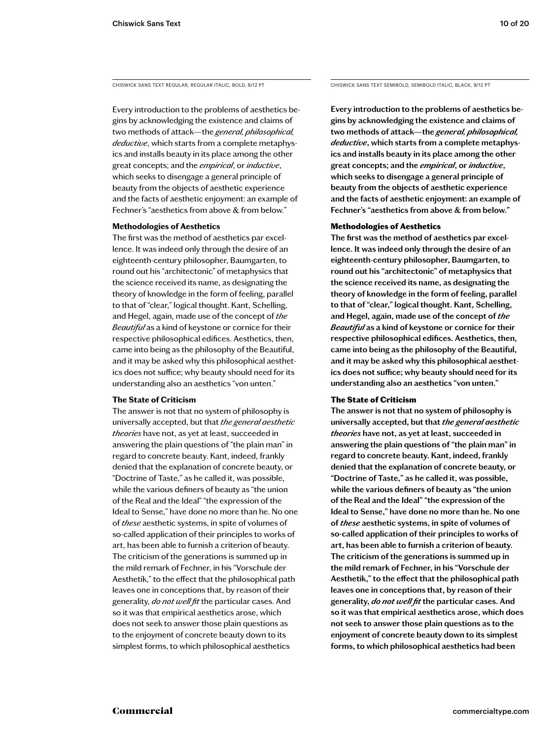CHISWICK SANS TEXT REGULAR, REGULAR ITALIC, BOLD, 9/12 PT

Every introduction to the problems of aesthetics begins by acknowledging the existence and claims of two methods of attack—the *general, philosophical, deductive*, which starts from a complete metaphysics and installs beauty in its place among the other great concepts; and the *empirical*, or *inductive*, which seeks to disengage a general principle of beauty from the objects of aesthetic experience and the facts of aesthetic enjoyment: an example of Fechner's "aesthetics from above & from below."

**Methodologies of Aesthetics**

The first was the method of aesthetics par excellence. It was indeed only through the desire of an eighteenth-century philosopher, Baumgarten, to round out his "architectonic" of metaphysics that the science received its name, as designating the theory of knowledge in the form of feeling, parallel to that of "clear," logical thought. Kant, Schelling, and Hegel, again, made use of the concept of *the Beautiful* as a kind of keystone or cornice for their respective philosophical edifices. Aesthetics, then, came into being as the philosophy of the Beautiful, and it may be asked why this philosophical aesthetics does not suffice; why beauty should need for its understanding also an aesthetics "von unten."

**The State of Criticism**

The answer is not that no system of philosophy is universally accepted, but that *the general aesthetic theories* have not, as yet at least, succeeded in answering the plain questions of "the plain man" in regard to concrete beauty. Kant, indeed, frankly denied that the explanation of concrete beauty, or "Doctrine of Taste," as he called it, was possible, while the various definers of beauty as "the union of the Real and the Ideal" "the expression of the Ideal to Sense," have done no more than he. No one of *these* aesthetic systems, in spite of volumes of so-called application of their principles to works of art, has been able to furnish a criterion of beauty. The criticism of the generations is summed up in the mild remark of Fechner, in his "Vorschule der Aesthetik," to the effect that the philosophical path leaves one in conceptions that, by reason of their generality, *do not well fit* the particular cases. And so it was that empirical aesthetics arose, which does not seek to answer those plain questions as to the enjoyment of concrete beauty down to its simplest forms, to which philosophical aesthetics

CHISWICK SANS TEXT SEMIBOLD, SEMIBOLD ITALIC, BLACK, 9/12 PT

**Every introduction to the problems of aesthetics begins by acknowledging the existence and claims of two methods of attack—the *general, philosophical, deductive*, which starts from a complete metaphysics and installs beauty in its place among the other great concepts; and the *empirical*, or *inductive*, which seeks to disengage a general principle of beauty from the objects of aesthetic experience and the facts of aesthetic enjoyment: an example of Fechner's "aesthetics from above & from below."**

**Methodologies of Aesthetics**

**The first was the method of aesthetics par excellence. It was indeed only through the desire of an eighteenth-century philosopher, Baumgarten, to round out his "architectonic" of metaphysics that the science received its name, as designating the theory of knowledge in the form of feeling, parallel to that of "clear," logical thought. Kant, Schelling, and Hegel, again, made use of the concept of *the Beautiful* as a kind of keystone or cornice for their respective philosophical edifices. Aesthetics, then, came into being as the philosophy of the Beautiful, and it may be asked why this philosophical aesthetics does not suffice; why beauty should need for its understanding also an aesthetics "von unten."**

**The State of Criticism**

**The answer is not that no system of philosophy is universally accepted, but that *the general aesthetic theories* have not, as yet at least, succeeded in answering the plain questions of "the plain man" in regard to concrete beauty. Kant, indeed, frankly denied that the explanation of concrete beauty, or "Doctrine of Taste," as he called it, was possible, while the various definers of beauty as "the union of the Real and the Ideal" "the expression of the Ideal to Sense," have done no more than he. No one of *these* aesthetic systems, in spite of volumes of so-called application of their principles to works of art, has been able to furnish a criterion of beauty. The criticism of the generations is summed up in the mild remark of Fechner, in his "Vorschule der Aesthetik," to the effect that the philosophical path leaves one in conceptions that, by reason of their generality, *do not well fit* the particular cases. And so it was that empirical aesthetics arose, which does not seek to answer those plain questions as to the enjoyment of concrete beauty down to its simplest forms, to which philosophical aesthetics had been**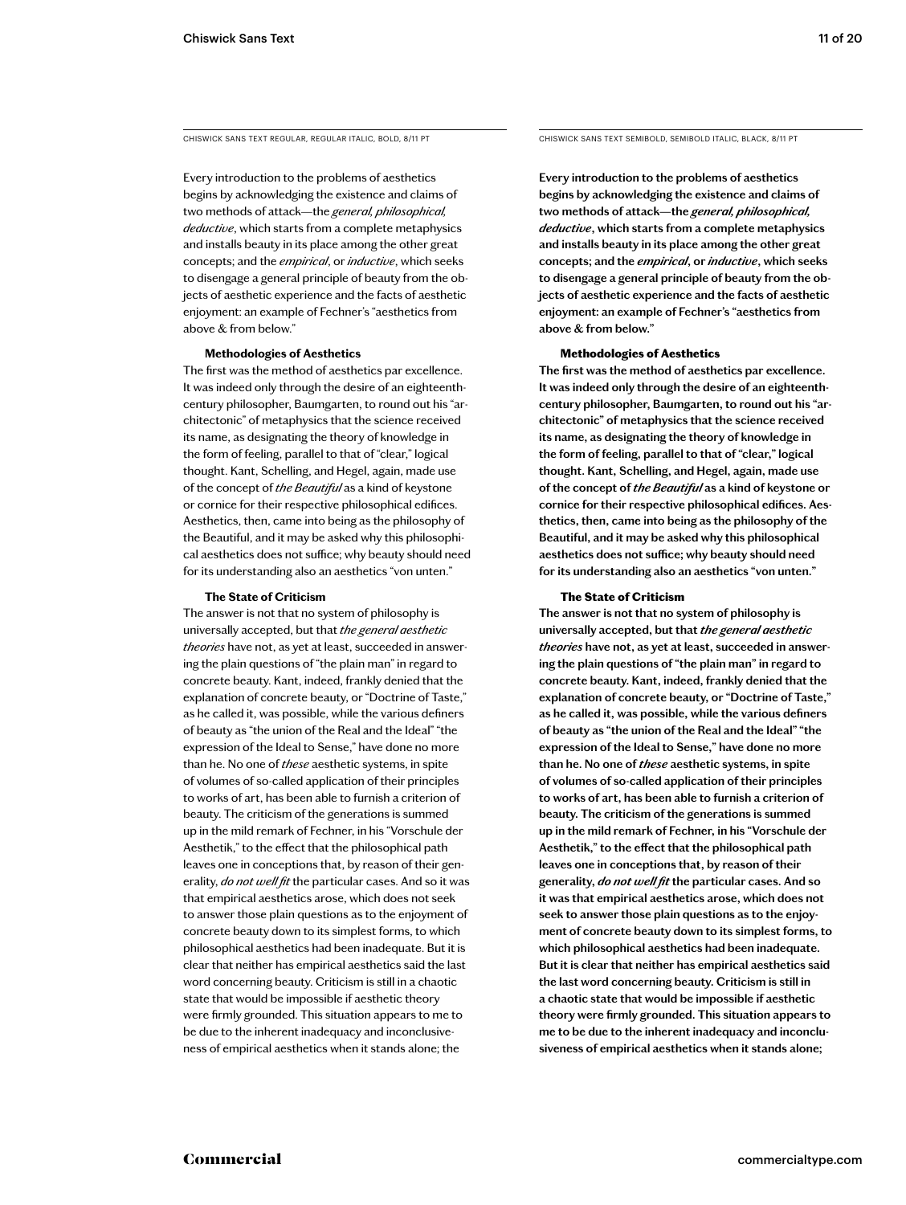CHISWICK SANS TEXT REGULAR, REGULAR ITALIC, BOLD, 8/11 PT

Every introduction to the problems of aesthetics begins by acknowledging the existence and claims of two methods of attack—the *general, philosophical, deductive*, which starts from a complete metaphysics and installs beauty in its place among the other great concepts; and the *empirical*, or *inductive*, which seeks to disengage a general principle of beauty from the objects of aesthetic experience and the facts of aesthetic enjoyment: an example of Fechner's "aesthetics from above & from below."

**Methodologies of Aesthetics**

The first was the method of aesthetics par excellence. It was indeed only through the desire of an eighteenth-century philosopher, Baumgarten, to round out his "architectonic" of metaphysics that the science received its name, as designating the theory of knowledge in the form of feeling, parallel to that of "clear," logical thought. Kant, Schelling, and Hegel, again, made use of the concept of *the Beautiful* as a kind of keystone or cornice for their respective philosophical edifices. Aesthetics, then, came into being as the philosophy of the Beautiful, and it may be asked why this philosophical aesthetics does not suffice; why beauty should need for its understanding also an aesthetics "von unten."

**The State of Criticism**

The answer is not that no system of philosophy is universally accepted, but that *the general aesthetic theories* have not, as yet at least, succeeded in answering the plain questions of "the plain man" in regard to concrete beauty. Kant, indeed, frankly denied that the explanation of concrete beauty, or "Doctrine of Taste," as he called it, was possible, while the various definers of beauty as "the union of the Real and the Ideal" "the expression of the Ideal to Sense," have done no more than he. No one of *these* aesthetic systems, in spite of volumes of so-called application of their principles to works of art, has been able to furnish a criterion of beauty. The criticism of the generations is summed up in the mild remark of Fechner, in his "Vorschule der Aesthetik," to the effect that the philosophical path leaves one in conceptions that, by reason of their generality, *do not well fit* the particular cases. And so it was that empirical aesthetics arose, which does not seek to answer those plain questions as to the enjoyment of concrete beauty down to its simplest forms, to which philosophical aesthetics had been inadequate. But it is clear that neither has empirical aesthetics said the last word concerning beauty. Criticism is still in a chaotic state that would be impossible if aesthetic theory were firmly grounded. This situation appears to me to be due to the inherent inadequacy and inconclusiveness of empirical aesthetics when it stands alone; the

CHISWICK SANS TEXT SEMIBOLD, SEMIBOLD ITALIC, BLACK, 8/11 PT

Every introduction to the problems of aesthetics begins by acknowledging the existence and claims of two methods of attack—the *general, philosophical, deductive*, which starts from a complete metaphysics and installs beauty in its place among the other great concepts; and the *empirical*, or *inductive*, which seeks to disengage a general principle of beauty from the objects of aesthetic experience and the facts of aesthetic enjoyment: an example of Fechner's "aesthetics from above & from below."

**Methodologies of Aesthetics**

The first was the method of aesthetics par excellence. It was indeed only through the desire of an eighteenth-century philosopher, Baumgarten, to round out his "architectonic" of metaphysics that the science received its name, as designating the theory of knowledge in the form of feeling, parallel to that of "clear," logical thought. Kant, Schelling, and Hegel, again, made use of the concept of *the Beautiful* as a kind of keystone or cornice for their respective philosophical edifices. Aesthetics, then, came into being as the philosophy of the Beautiful, and it may be asked why this philosophical aesthetics does not suffice; why beauty should need for its understanding also an aesthetics "von unten."

**The State of Criticism**

The answer is not that no system of philosophy is universally accepted, but that *the general aesthetic theories* have not, as yet at least, succeeded in answering the plain questions of "the plain man" in regard to concrete beauty. Kant, indeed, frankly denied that the explanation of concrete beauty, or "Doctrine of Taste," as he called it, was possible, while the various definers of beauty as "the union of the Real and the Ideal" "the expression of the Ideal to Sense," have done no more than he. No one of *these* aesthetic systems, in spite of volumes of so-called application of their principles to works of art, has been able to furnish a criterion of beauty. The criticism of the generations is summed up in the mild remark of Fechner, in his "Vorschule der Aesthetik," to the effect that the philosophical path leaves one in conceptions that, by reason of their generality, *do not well fit* the particular cases. And so it was that empirical aesthetics arose, which does not seek to answer those plain questions as to the enjoyment of concrete beauty down to its simplest forms, to which philosophical aesthetics had been inadequate. But it is clear that neither has empirical aesthetics said the last word concerning beauty. Criticism is still in a chaotic state that would be impossible if aesthetic theory were firmly grounded. This situation appears to me to be due to the inherent inadequacy and inconclusiveness of empirical aesthetics when it stands alone;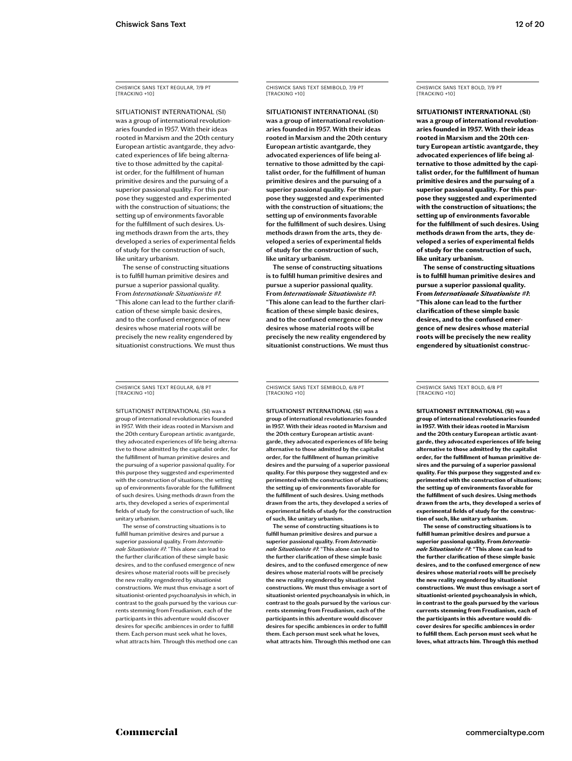CHISWICK SANS TEXT REGULAR, 7/9 PT [TRACKING +10]

SITUATIONIST INTERNATIONAL (SI) was a group of international revolutionaries founded in 1957. With their ideas rooted in Marxism and the 20th century European artistic avantgarde, they advocated experiences of life being alternative to those admitted by the capitalist order, for the fulfillment of human primitive desires and the pursuing of a superior passional quality. For this purpose they suggested and experimented with the construction of situations; the setting up of environments favorable for the fulfillment of such desires. Using methods drawn from the arts, they developed a series of experimental fields of study for the construction of such, like unitary urbanism.

The sense of constructing situations is to fulfill human primitive desires and pursue a superior passional quality. From *Internationale Situationiste #1*: "This alone can lead to the further clarification of these simple basic desires, and to the confused emergence of new desires whose material roots will be precisely the new reality engendered by situationist constructions. We must thus

CHISWICK SANS TEXT SEMIBOLD, 7/9 PT [TRACKING +10]

**SITUATIONIST INTERNATIONAL (SI) was a group of international revolutionaries founded in 1957. With their ideas rooted in Marxism and the 20th century European artistic avantgarde, they advocated experiences of life being alternative to those admitted by the capitalist order, for the fulfillment of human primitive desires and the pursuing of a superior passional quality. For this purpose they suggested and experimented with the construction of situations; the setting up of environments favorable for the fulfillment of such desires. Using methods drawn from the arts, they developed a series of experimental fields of study for the construction of such, like unitary urbanism.**

**The sense of constructing situations is to fulfill human primitive desires and pursue a superior passional quality. From *Internationale Situationiste #1*: "This alone can lead to the further clarification of these simple basic desires, and to the confused emergence of new desires whose material roots will be precisely the new reality engendered by situationist constructions. We must thus**

CHISWICK SANS TEXT BOLD, 7/9 PT [TRACKING +10]

**SITUATIONIST INTERNATIONAL (SI) was a group of international revolutionaries founded in 1957. With their ideas rooted in Marxism and the 20th century European artistic avantgarde, they advocated experiences of life being alternative to those admitted by the capitalist order, for the fulfillment of human primitive desires and the pursuing of a superior passional quality. For this purpose they suggested and experimented with the construction of situations; the setting up of environments favorable for the fulfillment of such desires. Using methods drawn from the arts, they developed a series of experimental fields of study for the construction of such, like unitary urbanism.**

**The sense of constructing situations is to fulfill human primitive desires and pursue a superior passional quality. From *Internationale Situationiste #1*: "This alone can lead to the further clarification of these simple basic desires, and to the confused emergence of new desires whose material roots will be precisely the new reality engendered by situationist construc-**

CHISWICK SANS TEXT REGULAR, 6/8 PT [TRACKING +10]

SITUATIONIST INTERNATIONAL (SI) was a group of international revolutionaries founded in 1957. With their ideas rooted in Marxism and the 20th century European artistic avantgarde, they advocated experiences of life being alternative to those admitted by the capitalist order, for the fulfillment of human primitive desires and the pursuing of a superior passional quality. For this purpose they suggested and experimented with the construction of situations; the setting up of environments favorable for the fulfillment of such desires. Using methods drawn from the arts, they developed a series of experimental fields of study for the construction of such, like unitary urbanism.

The sense of constructing situations is to fulfill human primitive desires and pursue a superior passional quality. From *Internationale Situationiste #1*: "This alone can lead to the further clarification of these simple basic desires, and to the confused emergence of new desires whose material roots will be precisely the new reality engendered by situationist constructions. We must thus envisage a sort of situationist-oriented psychoanalysis in which, in contrast to the goals pursued by the various currents stemming from Freudianism, each of the participants in this adventure would discover desires for specific ambiences in order to fulfill them. Each person must seek what he loves, what attracts him. Through this method one can

CHISWICK SANS TEXT SEMIBOLD, 6/8 PT [TRACKING +10]

**SITUATIONIST INTERNATIONAL (SI) was a group of international revolutionaries founded in 1957. With their ideas rooted in Marxism and the 20th century European artistic avantgarde, they advocated experiences of life being alternative to those admitted by the capitalist order, for the fulfillment of human primitive desires and the pursuing of a superior passional quality. For this purpose they suggested and experimented with the construction of situations; the setting up of environments favorable for the fulfillment of such desires. Using methods drawn from the arts, they developed a series of experimental fields of study for the construction of such, like unitary urbanism.**

**The sense of constructing situations is to fulfill human primitive desires and pursue a superior passional quality. From *Internationale Situationiste #1*: "This alone can lead to the further clarification of these simple basic desires, and to the confused emergence of new desires whose material roots will be precisely the new reality engendered by situationist constructions. We must thus envisage a sort of situationist-oriented psychoanalysis in which, in contrast to the goals pursued by the various currents stemming from Freudianism, each of the participants in this adventure would discover desires for specific ambiences in order to fulfill them. Each person must seek what he loves, what attracts him. Through this method one can**

CHISWICK SANS TEXT BOLD, 6/8 PT [TRACKING +10]

**SITUATIONIST INTERNATIONAL (SI) was a group of international revolutionaries founded in 1957. With their ideas rooted in Marxism and the 20th century European artistic avantgarde, they advocated experiences of life being alternative to those admitted by the capitalist order, for the fulfillment of human primitive desires and the pursuing of a superior passional quality. For this purpose they suggested and experimented with the construction of situations; the setting up of environments favorable for the fulfillment of such desires. Using methods drawn from the arts, they developed a series of experimental fields of study for the construction of such, like unitary urbanism.**

**The sense of constructing situations is to fulfill human primitive desires and pursue a superior passional quality. From *Internationale Situationiste #1*: "This alone can lead to the further clarification of these simple basic desires, and to the confused emergence of new desires whose material roots will be precisely the new reality engendered by situationist constructions. We must thus envisage a sort of situationist-oriented psychoanalysis in which, in contrast to the goals pursued by the various currents stemming from Freudianism, each of the participants in this adventure would discover desires for specific ambiences in order to fulfill them. Each person must seek what he loves, what attracts him. Through this method**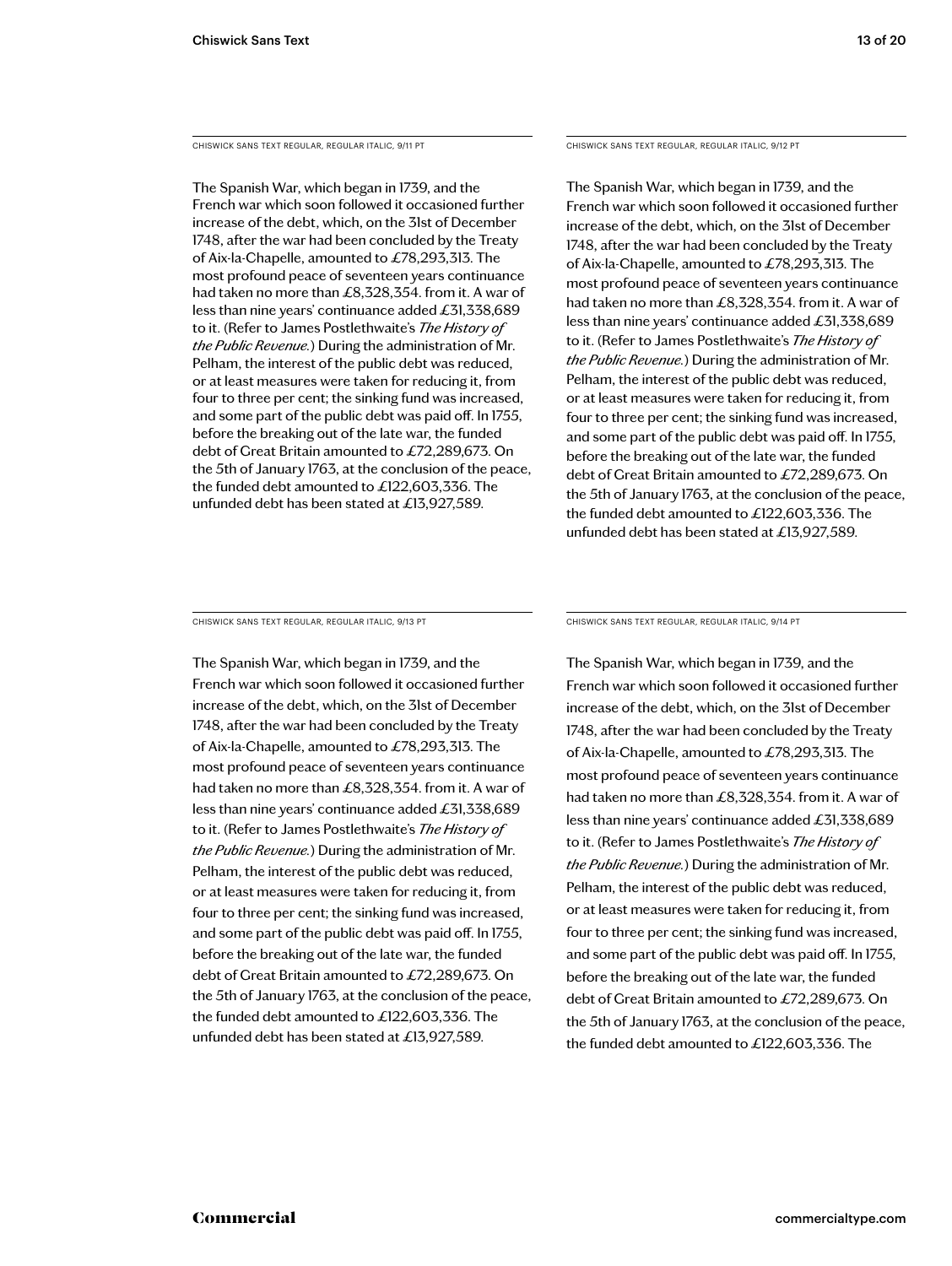CHISWICK SANS TEXT REGULAR, REGULAR ITALIC, 9/11 PT

The Spanish War, which began in 1739, and the French war which soon followed it occasioned further increase of the debt, which, on the 31st of December 1748, after the war had been concluded by the Treaty of Aix-la-Chapelle, amounted to £78,293,313. The most profound peace of seventeen years continuance had taken no more than £8,328,354. from it. A war of less than nine years' continuance added £31,338,689 to it. (Refer to James Postlethwaite's *The History of the Public Revenue.*) During the administration of Mr. Pelham, the interest of the public debt was reduced, or at least measures were taken for reducing it, from four to three per cent; the sinking fund was increased, and some part of the public debt was paid off. In 1755, before the breaking out of the late war, the funded debt of Great Britain amounted to £72,289,673. On the 5th of January 1763, at the conclusion of the peace, the funded debt amounted to £122,603,336. The unfunded debt has been stated at £13,927,589.

CHISWICK SANS TEXT REGULAR, REGULAR ITALIC, 9/12 PT

The Spanish War, which began in 1739, and the French war which soon followed it occasioned further increase of the debt, which, on the 31st of December 1748, after the war had been concluded by the Treaty of Aix-la-Chapelle, amounted to £78,293,313. The most profound peace of seventeen years continuance had taken no more than £8,328,354. from it. A war of less than nine years' continuance added £31,338,689 to it. (Refer to James Postlethwaite's *The History of the Public Revenue.*) During the administration of Mr. Pelham, the interest of the public debt was reduced, or at least measures were taken for reducing it, from four to three per cent; the sinking fund was increased, and some part of the public debt was paid off. In 1755, before the breaking out of the late war, the funded debt of Great Britain amounted to £72,289,673. On the 5th of January 1763, at the conclusion of the peace, the funded debt amounted to £122,603,336. The unfunded debt has been stated at £13,927,589.

CHISWICK SANS TEXT REGULAR, REGULAR ITALIC, 9/13 PT

The Spanish War, which began in 1739, and the French war which soon followed it occasioned further increase of the debt, which, on the 31st of December 1748, after the war had been concluded by the Treaty of Aix-la-Chapelle, amounted to £78,293,313. The most profound peace of seventeen years continuance had taken no more than £8,328,354. from it. A war of less than nine years' continuance added £31,338,689 to it. (Refer to James Postlethwaite's *The History of the Public Revenue.*) During the administration of Mr. Pelham, the interest of the public debt was reduced, or at least measures were taken for reducing it, from four to three per cent; the sinking fund was increased, and some part of the public debt was paid off. In 1755, before the breaking out of the late war, the funded debt of Great Britain amounted to £72,289,673. On the 5th of January 1763, at the conclusion of the peace, the funded debt amounted to £122,603,336. The unfunded debt has been stated at £13,927,589.

CHISWICK SANS TEXT REGULAR, REGULAR ITALIC, 9/14 PT

The Spanish War, which began in 1739, and the French war which soon followed it occasioned further increase of the debt, which, on the 31st of December 1748, after the war had been concluded by the Treaty of Aix-la-Chapelle, amounted to £78,293,313. The most profound peace of seventeen years continuance had taken no more than £8,328,354. from it. A war of less than nine years' continuance added £31,338,689 to it. (Refer to James Postlethwaite's *The History of the Public Revenue.*) During the administration of Mr. Pelham, the interest of the public debt was reduced, or at least measures were taken for reducing it, from four to three per cent; the sinking fund was increased, and some part of the public debt was paid off. In 1755, before the breaking out of the late war, the funded debt of Great Britain amounted to £72,289,673. On the 5th of January 1763, at the conclusion of the peace, the funded debt amounted to £122,603,336. The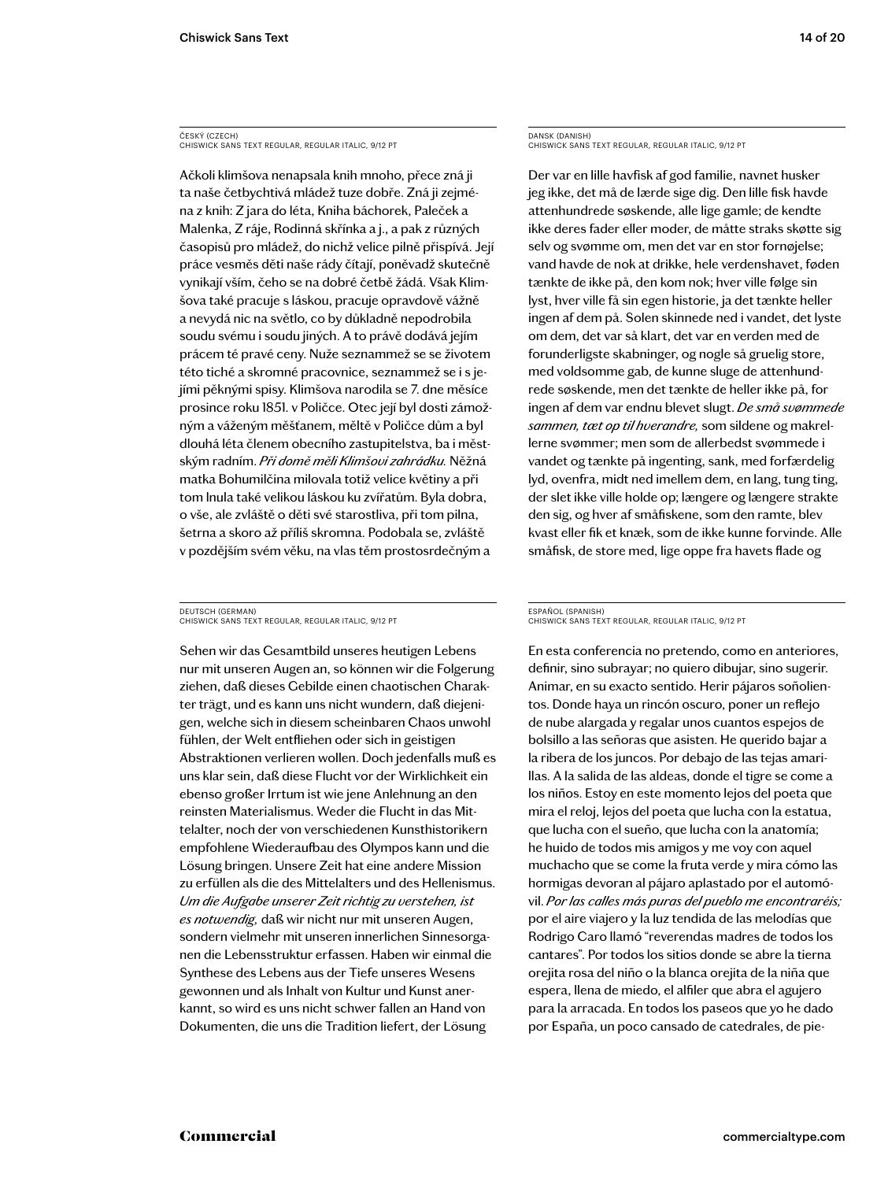ČESKÝ (CZECH)
CHISWICK SANS TEXT REGULAR, REGULAR ITALIC, 9/12 PT

Ačkoli klimšova nenapsala knih mnoho, přece zná ji ta naše četbychtivá mládež tuze dobře. Zná ji zejména z knih: Z jara do léta, Kniha báchorek, Paleček a Malenka, Z ráje, Rodinná skřínka a j., a pak z různých časopisů pro mládež, do nichž velice pilně přispívá. Její práce vesměs děti naše rády čítají, poněvadž skutečně vynikají vším, čeho se na dobré četbě žádá. Však Klimšova také pracuje s láskou, pracuje opravdově vážně a nevydá nic na světlo, co by důkladně nepodrobila soudu svému i soudu jiných. A to právě dodává jejím prácem té pravé ceny. Nuže seznammež se se životem této tiché a skromné pracovnice, seznammež se i s jejími pěknými spisy. Klimšova narodila se 7. dne měsíce prosince roku 1851. v Poličce. Otec její byl dosti zámožným a váženým měšťanem, měltě v Poličce dům a byl dlouhá léta členem obecního zastupitelstva, ba i městským radním. *Při domě měli Klimšovi zahrádku.* Něžná matka Bohumilčina milovala totiž velice květiny a při tom lnula také velikou láskou ku zvířatům. Byla dobra, o vše, ale zvláště o děti své starostliva, při tom pilna, šetrna a skoro až příliš skromna. Podobala se, zvláště v pozdějším svém věku, na vlas těm prostosrdečným a

DANSK (DANISH)
CHISWICK SANS TEXT REGULAR, REGULAR ITALIC, 9/12 PT

Der var en lille havfisk af god familie, navnet husker jeg ikke, det må de lærde sige dig. Den lille fisk havde attenhundrede søskende, alle lige gamle; de kendte ikke deres fader eller moder, de måtte straks skøtte sig selv og svømme om, men det var en stor fornøjelse; vand havde de nok at drikke, hele verdenshavet, føden tænkte de ikke på, den kom nok; hver ville følge sin lyst, hver ville få sin egen historie, ja det tænkte heller ingen af dem på. Solen skinnede ned i vandet, det lyste om dem, det var så klart, det var en verden med de forunderligste skabninger, og nogle så gruelig store, med voldsomme gab, de kunne sluge de attenhundrede søskende, men det tænkte de heller ikke på, for ingen af dem var endnu blevet slugt. *De små svømmede sammen, tæt op til hverandre,* som sildene og makrellerne svømmer; men som de allerbedst svømmede i vandet og tænkte på ingenting, sank, med forfærdelig lyd, ovenfra, midt ned imellem dem, en lang, tung ting, der slet ikke ville holde op; længere og længere strakte den sig, og hver af småfiskene, som den ramte, blev kvast eller fik et knæk, som de ikke kunne forvinde. Alle småfisk, de store med, lige oppe fra havets flade og

DEUTSCH (GERMAN)
CHISWICK SANS TEXT REGULAR, REGULAR ITALIC, 9/12 PT

Sehen wir das Gesamtbild unseres heutigen Lebens nur mit unseren Augen an, so können wir die Folgerung ziehen, daß dieses Gebilde einen chaotischen Charakter trägt, und es kann uns nicht wundern, daß diejenigen, welche sich in diesem scheinbaren Chaos unwohl fühlen, der Welt entfliehen oder sich in geistigen Abstraktionen verlieren wollen. Doch jedenfalls muß es uns klar sein, daß diese Flucht vor der Wirklichkeit ein ebenso großer Irrtum ist wie jene Anlehnung an den reinsten Materialismus. Weder die Flucht in das Mittelalter, noch der von verschiedenen Kunsthistorikern empfohlene Wiederaufbau des Olympos kann und die Lösung bringen. Unsere Zeit hat eine andere Mission zu erfüllen als die des Mittelalters und des Hellenismus. *Um die Aufgabe unserer Zeit richtig zu verstehen, ist es notwendig,* daß wir nicht nur mit unseren Augen, sondern vielmehr mit unseren innerlichen Sinnesorganen die Lebensstruktur erfassen. Haben wir einmal die Synthese des Lebens aus der Tiefe unseres Wesens gewonnen und als Inhalt von Kultur und Kunst anerkannt, so wird es uns nicht schwer fallen an Hand von Dokumenten, die uns die Tradition liefert, der Lösung

ESPAÑOL (SPANISH)
CHISWICK SANS TEXT REGULAR, REGULAR ITALIC, 9/12 PT

En esta conferencia no pretendo, como en anteriores, definir, sino subrayar; no quiero dibujar, sino sugerir. Animar, en su exacto sentido. Herir pájaros soñolientos. Donde haya un rincón oscuro, poner un reflejo de nube alargada y regalar unos cuantos espejos de bolsillo a las señoras que asisten. He querido bajar a la ribera de los juncos. Por debajo de las tejas amarillas. A la salida de las aldeas, donde el tigre se come a los niños. Estoy en este momento lejos del poeta que mira el reloj, lejos del poeta que lucha con la estatua, que lucha con el sueño, que lucha con la anatomía; he huido de todos mis amigos y me voy con aquel muchacho que se come la fruta verde y mira cómo las hormigas devoran al pájaro aplastado por el automóvil. *Por las calles más puras del pueblo me encontraréis;* por el aire viajero y la luz tendida de las melodías que Rodrigo Caro llamó "reverendas madres de todos los cantares". Por todos los sitios donde se abre la tierna orejita rosa del niño o la blanca orejita de la niña que espera, llena de miedo, el alfiler que abra el agujero para la arracada. En todos los paseos que yo he dado por España, un poco cansado de catedrales, de pie-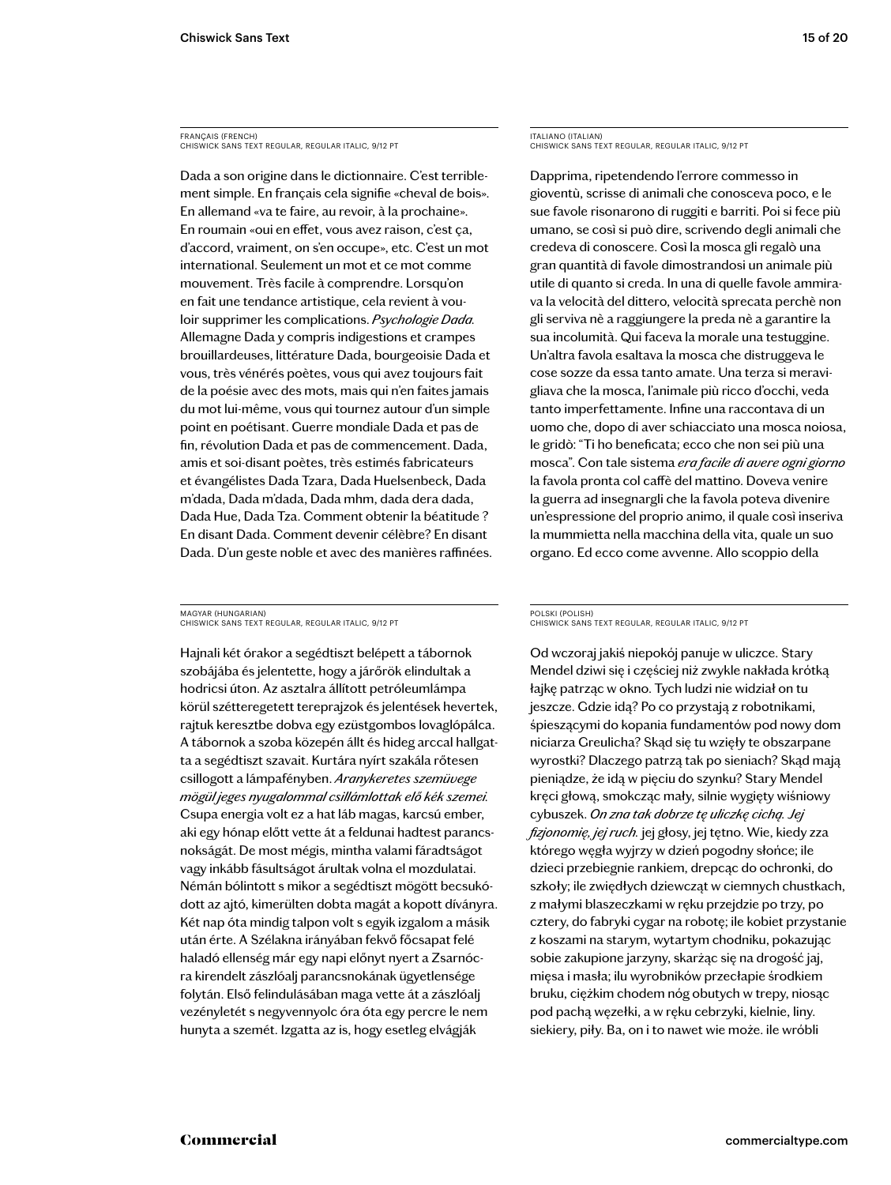FRANÇAIS (FRENCH)
CHISWICK SANS TEXT REGULAR, REGULAR ITALIC, 9/12 PT

Dada a son origine dans le dictionnaire. C'est terriblement simple. En français cela signifie «cheval de bois». En allemand «va te faire, au revoir, à la prochaine». En roumain «oui en effet, vous avez raison, c'est ça, d'accord, vraiment, on s'en occupe», etc. C'est un mot international. Seulement un mot et ce mot comme mouvement. Très facile à comprendre. Lorsqu'on en fait une tendance artistique, cela revient à vouloir supprimer les complications. *Psychologie Dada.* Allemagne Dada y compris indigestions et crampes brouillardeuses, littérature Dada, bourgeoisie Dada et vous, très vénérés poètes, vous qui avez toujours fait de la poésie avec des mots, mais qui n'en faites jamais du mot lui-même, vous qui tournez autour d'un simple point en poétisant. Guerre mondiale Dada et pas de fin, révolution Dada et pas de commencement. Dada, amis et soi-disant poètes, très estimés fabricateurs et évangélistes Dada Tzara, Dada Huelsenbeck, Dada m'dada, Dada m'dada, Dada mhm, dada dera dada, Dada Hue, Dada Tza. Comment obtenir la béatitude ? En disant Dada. Comment devenir célèbre? En disant Dada. D'un geste noble et avec des manières raffinées.

ITALIANO (ITALIAN)
CHISWICK SANS TEXT REGULAR, REGULAR ITALIC, 9/12 PT

Dapprima, ripetendendo l'errore commesso in gioventù, scrisse di animali che conosceva poco, e le sue favole risonarono di ruggiti e barriti. Poi si fece più umano, se così si può dire, scrivendo degli animali che credeva di conoscere. Così la mosca gli regalò una gran quantità di favole dimostrandosi un animale più utile di quanto si creda. In una di quelle favole ammirava la velocità del dittero, velocità sprecata perchè non gli serviva nè a raggiungere la preda nè a garantire la sua incolumità. Qui faceva la morale una testuggine. Un'altra favola esaltava la mosca che distruggeva le cose sozze da essa tanto amate. Una terza si meravigliava che la mosca, l'animale più ricco d'occhi, veda tanto imperfettamente. Infine una raccontava di un uomo che, dopo di aver schiacciato una mosca noiosa, le gridò: "Ti ho beneficata; ecco che non sei più una mosca". Con tale sistema *era facile di avere ogni giorno* la favola pronta col caffè del mattino. Doveva venire la guerra ad insegnargli che la favola poteva divenire un'espressione del proprio animo, il quale così inseriva la mummietta nella macchina della vita, quale un suo organo. Ed ecco come avvenne. Allo scoppio della

MAGYAR (HUNGARIAN)
CHISWICK SANS TEXT REGULAR, REGULAR ITALIC, 9/12 PT

Hajnali két órakor a segédtiszt belépett a tábornok szobájába és jelentette, hogy a járőrök elindultak a hodricsi úton. Az asztalra állított petróleumlámpa körül szétteregetett tereprajzok és jelentések hevertek, rajtuk keresztbe dobva egy ezüstgombos lovaglópálca. A tábornok a szoba közepén állt és hideg arccal hallgatta a segédtiszt szavait. Kurtára nyírt szakála rőtesen csillogott a lámpafényben. *Aranykeretes szemüvege mögül jeges nyugalommal csillámlottak elő kék szemei.* Csupa energia volt ez a hat láb magas, karcsú ember, aki egy hónap előtt vette át a feldunai hadtest parancsnokságát. De most mégis, mintha valami fáradtságot vagy inkább fásultságot árultak volna el mozdulatai. Némán bólintott s mikor a segédtiszt mögött becsukódott az ajtó, kimerülten dobta magát a kopott díványra. Két nap óta mindig talpon volt s egyik izgalom a másik után érte. A Szélakna irányában fekvő főcsapat felé haladó ellenség már egy napi előnyt nyert a Zsarnócra kirendelt zászlóalj parancsnokának ügyetlensége folytán. Első felindulásában maga vette át a zászlóalj vezényletét s negyvennyolc óra óta egy percre le nem hunyta a szemét. Izgatta az is, hogy esetleg elvágják

POLSKI (POLISH)
CHISWICK SANS TEXT REGULAR, REGULAR ITALIC, 9/12 PT

Od wczoraj jakiś niepokój panuje w uliczce. Stary Mendel dziwi się i częściej niż zwykle nakłada krótką łajkę patrząc w okno. Tych ludzi nie widział on tu jeszcze. Gdzie idą? Po co przystają z robotnikami, śpieszącymi do kopania fundamentów pod nowy dom niciarza Greulicha? Skąd się tu wzięły te obszarpane wyrostki? Dlaczego patrzą tak po sieniach? Skąd mają pieniądze, że idą w pięciu do szynku? Stary Mendel kręci głową, smokcząc mały, silnie wygięty wiśniowy cybuszek. *On zna tak dobrze tę uliczkę cichą. Jej fizjonomię, jej ruch.* jej głosy, jej tętno. Wie, kiedy zza którego węgła wyjrzy w dzień pogodny słońce; ile dzieci przebiegnie rankiem, drepcąc do ochronki, do szkoły; ile zwiędłych dziewcząt w ciemnych chustkach, z małymi blaszeczkami w ręku przejdzie po trzy, po cztery, do fabryki cygar na robotę; ile kobiet przystanie z koszami na starym, wytartym chodniku, pokazując sobie zakupione jarzyny, skarżąc się na drogość jaj, mięsa i masła; ilu wyrobników przecłapie środkiem bruku, ciężkim chodem nóg obutych w trepy, niosąc pod pachą węzełki, a w ręku cebrzyki, kielnie, liny. siekiery, piły. Ba, on i to nawet wie może. ile wróbli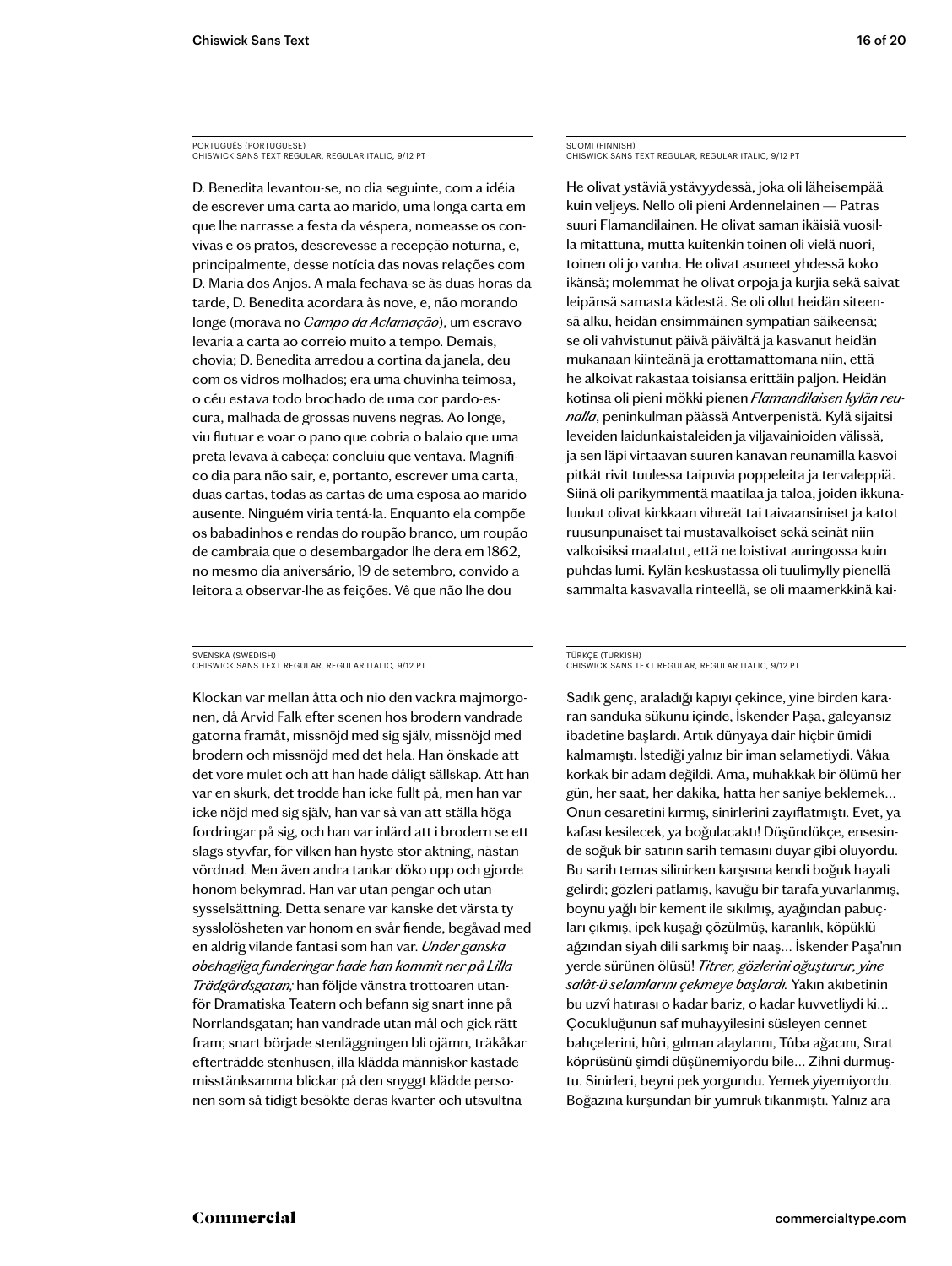PORTUGUÊS (PORTUGUESE)
CHISWICK SANS TEXT REGULAR, REGULAR ITALIC, 9/12 PT

D. Benedita levantou-se, no dia seguinte, com a idéia de escrever uma carta ao marido, uma longa carta em que lhe narrasse a festa da véspera, nomeasse os convivas e os pratos, descrevesse a recepção noturna, e, principalmente, desse notícia das novas relações com D. Maria dos Anjos. A mala fechava-se às duas horas da tarde, D. Benedita acordara às nove, e, não morando longe (morava no *Campo da Aclamação*), um escravo levaria a carta ao correio muito a tempo. Demais, chovia; D. Benedita arredou a cortina da janela, deu com os vidros molhados; era uma chuvinha teimosa, o céu estava todo brochado de uma cor pardo-escura, malhada de grossas nuvens negras. Ao longe, viu flutuar e voar o pano que cobria o balaio que uma preta levava à cabeça: concluiu que ventava. Magnífico dia para não sair, e, portanto, escrever uma carta, duas cartas, todas as cartas de uma esposa ao marido ausente. Ninguém viria tentá-la. Enquanto ela compõe os babadinhos e rendas do roupão branco, um roupão de cambraia que o desembargador lhe dera em 1862, no mesmo dia aniversário, 19 de setembro, convido a leitora a observar-lhe as feições. Vê que não lhe dou

SUOMI (FINNISH)
CHISWICK SANS TEXT REGULAR, REGULAR ITALIC, 9/12 PT

He olivat ystäviä ystävyydessä, joka oli läheisempää kuin veljeys. Nello oli pieni Ardennelainen — Patras suuri Flamandilainen. He olivat saman ikäisiä vuosilla mitattuna, mutta kuitenkin toinen oli vielä nuori, toinen oli jo vanha. He olivat asuneet yhdessä koko ikänsä; molemmat he olivat orpoja ja kurjia sekä saivat leipänsä samasta kädestä. Se oli ollut heidän siteensä alku, heidän ensimmäinen sympatian säikeensä; se oli vahvistunut päivä päivältä ja kasvanut heidän mukanaan kiinteänä ja erottamattomana niin, että he alkoivat rakastaa toisiansa erittäin paljon. Heidän kotinsa oli pieni mökki pienen *Flamandilaisen kylän reunalla*, peninkulman päässä Antverpenistä. Kylä sijaitsi leveiden laidunkaistaleiden ja viljavainioiden välissä, ja sen läpi virtaavan suuren kanavan reunamilla kasvoi pitkät rivit tuulessa taipuvia poppeleita ja tervaleppiä. Siinä oli parikymmentä maatilaa ja taloa, joiden ikkunaluukut olivat kirkkaan vihreät tai taivaansiniset ja katot ruusunpunaiset tai mustavalkoiset sekä seinät niin valkoisiksi maalatut, että ne loistivat auringossa kuin puhdas lumi. Kylän keskustassa oli tuulimylly pienellä sammalta kasvavalla rinteellä, se oli maamerkkinä kai-

SVENSKA (SWEDISH)
CHISWICK SANS TEXT REGULAR, REGULAR ITALIC, 9/12 PT

Klockan var mellan åtta och nio den vackra majmorgonen, då Arvid Falk efter scenen hos brodern vandrade gatorna framåt, missnöjd med sig själv, missnöjd med brodern och missnöjd med det hela. Han önskade att det vore mulet och att han hade dåligt sällskap. Att han var en skurk, det trodde han icke fullt på, men han var icke nöjd med sig själv, han var så van att ställa höga fordringar på sig, och han var inlärd att i brodern se ett slags styvfar, för vilken han hyste stor aktning, nästan vördnad. Men även andra tankar döko upp och gjorde honom bekymrad. Han var utan pengar och utan sysselsättning. Detta senare var kanske det värsta ty sysslolösheten var honom en svår fiende, begåvad med en aldrig vilande fantasi som han var. *Under ganska obehagliga funderingar hade han kommit ner på Lilla Trädgårdsgatan;* han följde vänstra trottoaren utanför Dramatiska Teatern och befann sig snart inne på Norrlandsgatan; han vandrade utan mål och gick rätt fram; snart började stenläggningen bli ojämn, träkåkar efterträdde stenhusen, illa klädda människor kastade misstänksamma blickar på den snyggt klädde personen som så tidigt besökte deras kvarter och utsvultna

TÜRKÇE (TURKISH)
CHISWICK SANS TEXT REGULAR, REGULAR ITALIC, 9/12 PT

Sadık genç, araladığı kapıyı çekince, yine birden kararan sanduka sükunu içinde, İskender Paşa, galeyansız ibadetine başlardı. Artık dünyaya dair hiçbir ümidi kalmamıştı. İstediği yalnız bir iman selametiydi. Vâkıa korkak bir adam değildi. Ama, muhakkak bir ölümü her gün, her saat, her dakika, hatta her saniye beklemek… Onun cesaretini kırmış, sinirlerini zayıflatmıştı. Evet, ya kafası kesilecek, ya boğulacaktı! Düşündükçe, ensesinde soğuk bir satırın sarih temasını duyar gibi oluyordu. Bu sarih temas silinirken karşısına kendi boğuk hayali gelirdi; gözleri patlamış, kavuğu bir tarafa yuvarlanmış, boynu yağlı bir kement ile sıkılmış, ayağından pabuçları çıkmış, ipek kuşağı çözülmüş, karanlık, köpüklü ağzından siyah dili sarkmış bir naaş… İskender Paşa'nın yerde sürünen ölüsü! *Titrer, gözlerini oğuşturur, yine salât-ü selamlarını çekmeye başlardı.* Yakın akıbetinin bu uzvî hatırası o kadar bariz, o kadar kuvvetliydi ki… Çocukluğunun saf muhayyilesini süsleyen cennet bahçelerini, hûri, gılman alaylarını, Tûba ağacını, Sırat köprüsünü şimdi düşünemiyordu bile… Zihni durmuştu. Sinirleri, beyni pek yorgundu. Yemek yiyemiyordu. Boğazına kurşundan bir yumruk tıkanmıştı. Yalnız ara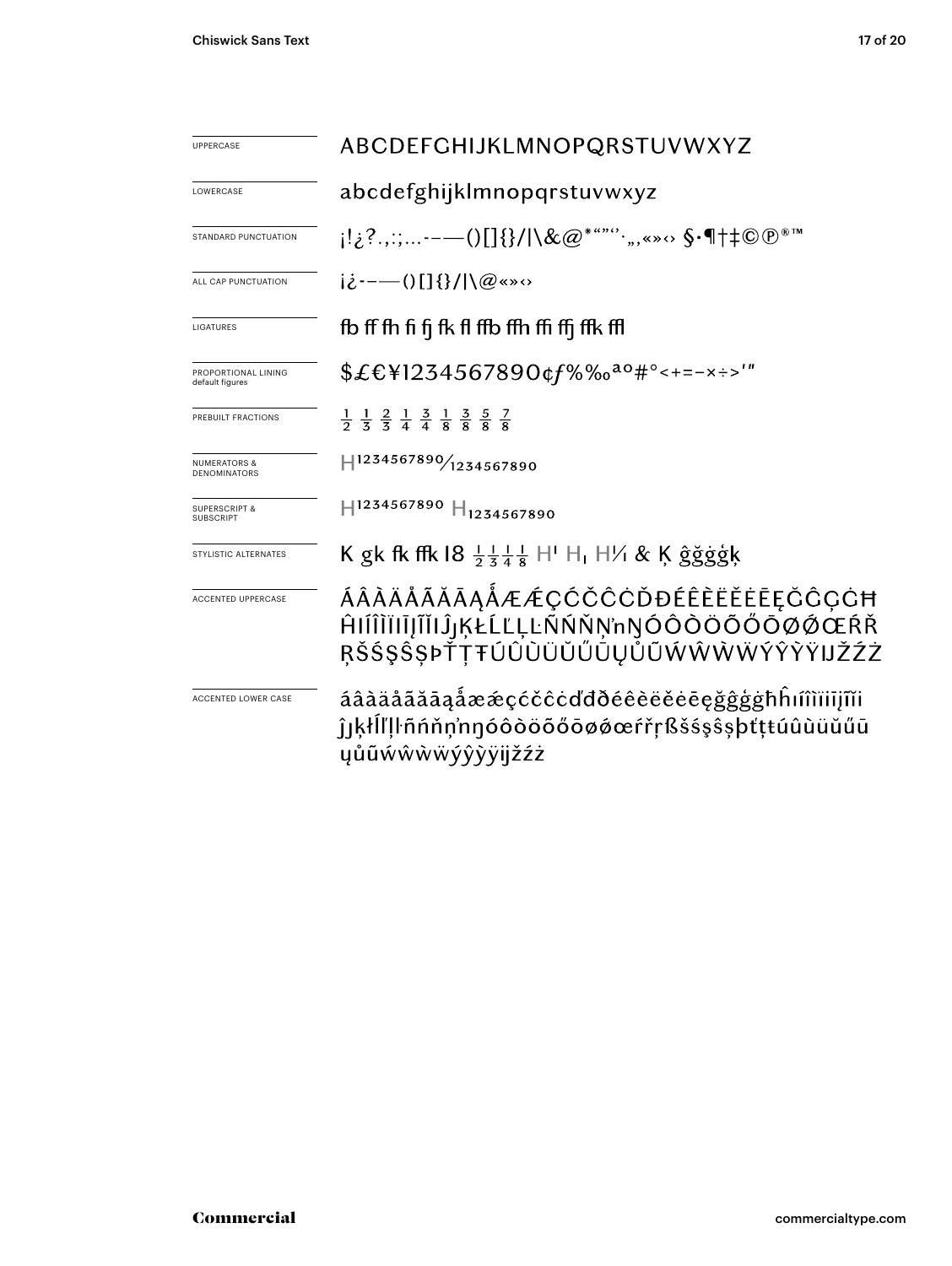| | |
|---|---|
| UPPERCASE | ABCDEFGHIJKLMNOPQRSTUVWXYZ |
| LOWERCASE | abcdefghijklmnopqrstuvwxyz |
| STANDARD PUNCTUATION | ¡!¿?.,:;...-–—()[]{}/\|\&@*""''·„‚«»‹› §·¶†‡©℗®™ |
| ALL CAP PUNCTUATION | ¡¿-–—()[]{}/\|\@«»‹› |
| LIGATURES | fb ff fh fi fj fk fl ffb ffh ffi ffj ffk ffl |
| PROPORTIONAL LINING default figures | $£€¥1234567890¢ƒ%‰ªº#°<+=−×÷>'" |
| PREBUILT FRACTIONS | ½ ⅓ ⅔ ¼ ¾ ⅛ ⅜ ⅝ ⅞ |
| NUMERATORS & DENOMINATORS | H1234567890⁄1234567890 |
| SUPERSCRIPT & SUBSCRIPT | H1234567890 H1234567890 |
| STYLISTIC ALTERNATES | K gk fk ffk I8 ½ ⅓ ¼ ⅛ H¹ H₁ H⅟ & Ķ ĝğġģķ |
| ACCENTED UPPERCASE | ÁÂÀÄÅÃĂĀĄǺÆǼÇĆČĈĊĎĐÉÊÈËĔĖĒĘĞĜĢĠĦĤIÍÎÌÏĪĮĨĬİĴĵĶŁĹĽĻĿÑŃŇŅŉŊÓÔÒÖÕŐŌØǾŒŔŘŖŠŚŞŜȘÞŤŢŦÚÛÙÜŬŰŪŲŮŨẂŴẀẄÝŶỲŸĲŽŹŻ |
| ACCENTED LOWER CASE | áâàäåãăāąǻæǽçćčĉċďđðéêèëĕėēęğĝģġħĥıíîìïīįĩĭĵȷķłĺľļŀñńňņŉŋóôòöõőōøǿœŕřŗßšśşŝșþťţŧúûùüŭűūųůũẃŵẁẅýŷỳÿĳžźż |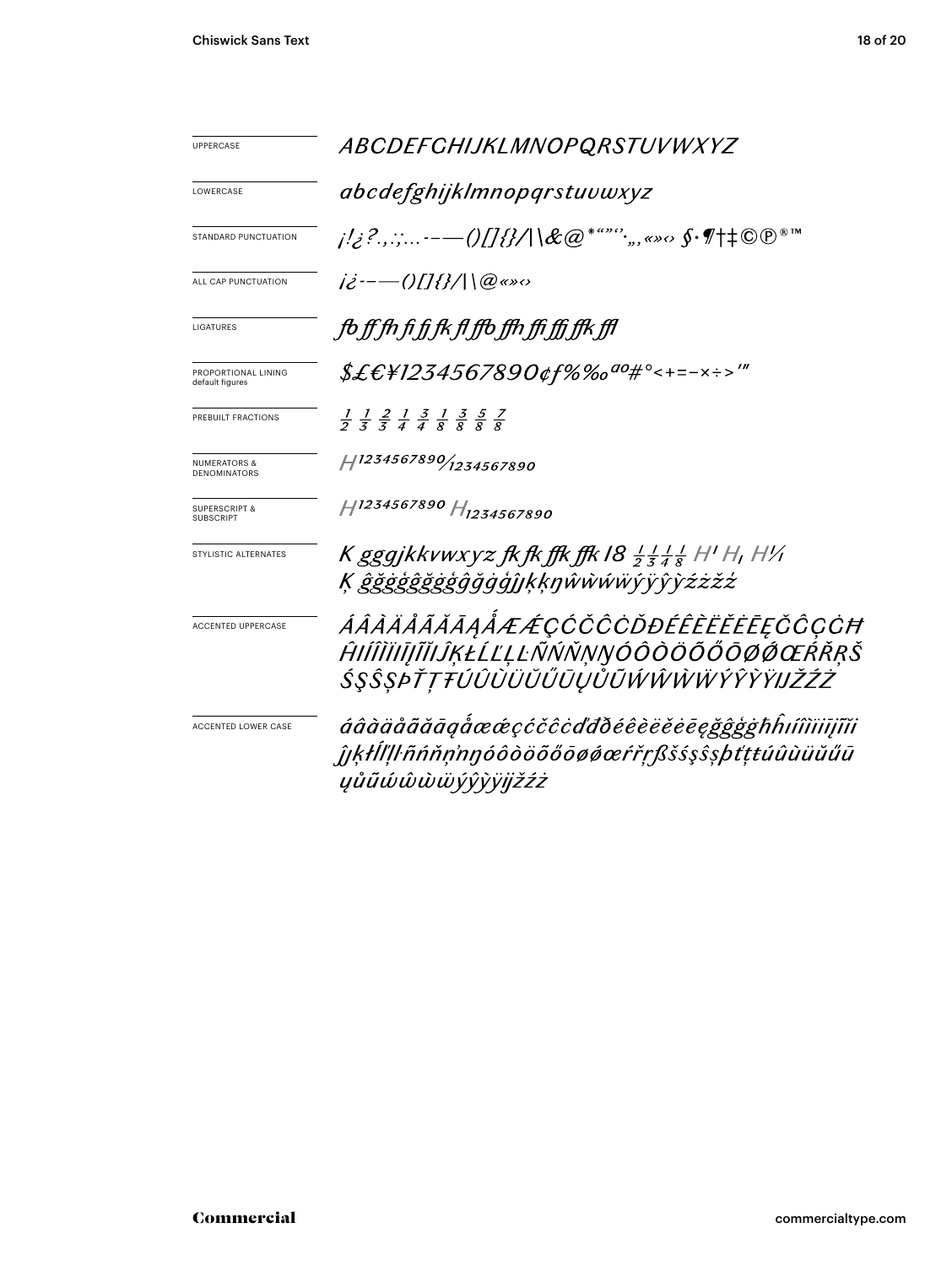| | |
|---|---|
| UPPERCASE | *ABCDEFGHIJKLMNOPQRSTUVWXYZ* |
| LOWERCASE | *abcdefghijklmnopqrstuvwxyz* |
| STANDARD PUNCTUATION | *¡!¿?.,:;...-–—()[]{}/\|\&@*"""'',,«»‹› §·¶†‡©℗®™* |
| ALL CAP PUNCTUATION | *¡¿-–—()[]{}/\|\@«»‹›* |
| LIGATURES | *fb ff fh fi fj fk fl ffb ffh ffi ffj ffk ffl* |
| PROPORTIONAL LINING default figures | *$£€¥1234567890¢ƒ%‰ªº#°<+=−×÷>'"* |
| PREBUILT FRACTIONS | *½ ⅓ ⅔ ¼ ¾ ⅛ ⅜ ⅝ ⅞* |
| NUMERATORS & DENOMINATORS | *H1234567890⁄1234567890* |
| SUPERSCRIPT & SUBSCRIPT | *H1234567890 H1234567890* |
| STYLISTIC ALTERNATES | *K ggqjkkvwxyz fk fk ffk ffk 18 ½ ⅓ ¼ ⅛ H¹ H₁ H½* *Ķ ĝğġģĝğġģĝğġģĵjķķŋŵẁẃẅýÿŷỳźżžż* |
| ACCENTED UPPERCASE | *ÁÂÀÄÅÃĂĀĄǺÆǼÇĆČĈĊĎĐÉÊÈËĚĖĒĘĞĜĢĠĦ ĤIÍÎÌÏĪĮĨĬĴĶŁĹĽĻĿÑŃŇŅŊÓÔÒÖÕŐŌØǾŒŔŘŖŠ ŚŞŜȘÞŤŢŦÚÛÙÜŬŰŪŲŮŨẂŴẀẄÝŶỲŸĲŽŹŻ* |
| ACCENTED LOWER CASE | *áâàäåãăāąǻæǽçćčĉċďđðéêèëěėēęğĝģġħĥıíîìïīįĩĭ ĵjķłĺľļŀñńňņŋóôòöõőōøǿœŕřŗßšśşŝșþťţŧúûùüŭűū ųůũẃŵẁẅýŷỳÿĳžźż* |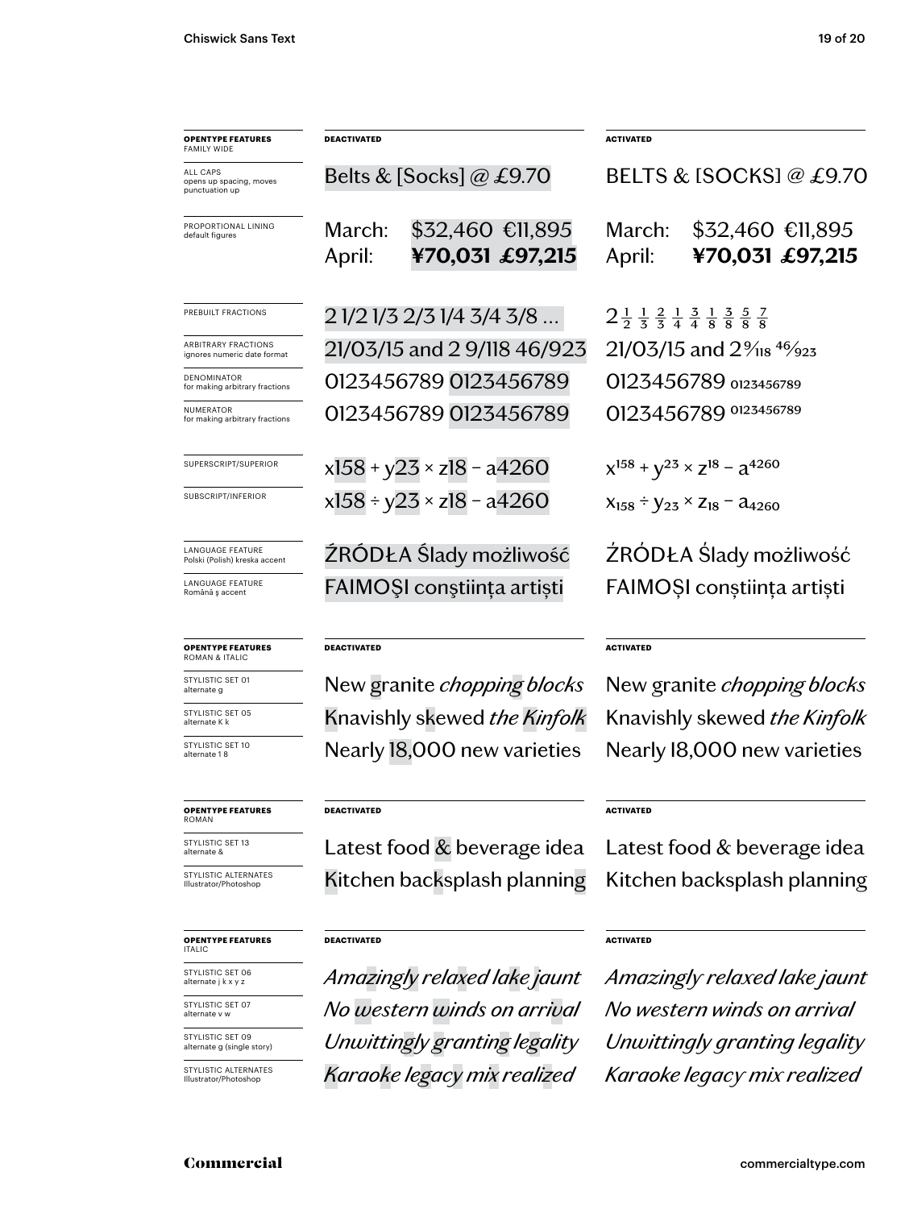| **OPENTYPE FEATURES** FAMILY WIDE | **DEACTIVATED** | **ACTIVATED** |
| --- | --- | --- |
| ALL CAPS opens up spacing, moves punctuation up | Belts & [Socks] @ £9.70 | BELTS & [SOCKS] @ £9.70 |
| PROPORTIONAL LINING default figures | March: $32,460 €11,895 April: **¥70,031 £97,215** | March: $32,460 €11,895 April: **¥70,031 £97,215** |
| PREBUILT FRACTIONS | 2 1/2 1/3 2/3 1/4 3/4 3/8 … | 2 ½ ⅓ ⅔ ¼ ¾ ⅜ ⅛ ⅜ ⅝ ⅞ |
| ARBITRARY FRACTIONS ignores numeric date format | 21/03/15 and 2 9/118 46/923 | 21/03/15 and 2 9⁄118 46⁄923 |
| DENOMINATOR for making arbitrary fractions | 0123456789 0123456789 | 0123456789 0123456789 |
| NUMERATOR for making arbitrary fractions | 0123456789 0123456789 | 0123456789 0123456789 |
| SUPERSCRIPT/SUPERIOR | x158 + y23 × z18 − a4260 | $x^{158} + y^{23} \times z^{18} - a^{4260}$ |
| SUBSCRIPT/INFERIOR | x158 ÷ y23 × z18 − a4260 | $x_{158} \div y_{23} \times z_{18} - a_{4260}$ |
| LANGUAGE FEATURE Polski (Polish) kreska accent | ŹRÓDŁA Ślady możliwość | ŹRÓDŁA Ślady możliwość |
| LANGUAGE FEATURE Română ş accent | FAIMOŞI conştiinţa artişti | FAIMOȘI conștiința artiști |

| **OPENTYPE FEATURES** ROMAN & ITALIC | **DEACTIVATED** | **ACTIVATED** |
| --- | --- | --- |
| STYLISTIC SET 01 alternate g | New granite *chopping blocks* | New granite *chopping blocks* |
| STYLISTIC SET 05 alternate K k | Knavishly skewed *the Kinfolk* | Knavishly skewed *the Kinfolk* |
| STYLISTIC SET 10 alternate 1 8 | Nearly 18,000 new varieties | Nearly 18,000 new varieties |

| **OPENTYPE FEATURES** ROMAN | **DEACTIVATED** | **ACTIVATED** |
| --- | --- | --- |
| STYLISTIC SET 13 alternate & | Latest food & beverage idea | Latest food & beverage idea |
| STYLISTIC ALTERNATES Illustrator/Photoshop | Kitchen backsplash planning | Kitchen backsplash planning |

| **OPENTYPE FEATURES** ITALIC | **DEACTIVATED** | **ACTIVATED** |
| --- | --- | --- |
| STYLISTIC SET 06 alternate j k x y z | *Amazingly relaxed lake jaunt* | *Amazingly relaxed lake jaunt* |
| STYLISTIC SET 07 alternate v w | *No western winds on arrival* | *No western winds on arrival* |
| STYLISTIC SET 09 alternate g (single story) | *Unwittingly granting legality* | *Unwittingly granting legality* |
| STYLISTIC ALTERNATES Illustrator/Photoshop | *Karaoke legacy mix realized* | *Karaoke legacy mix realized* |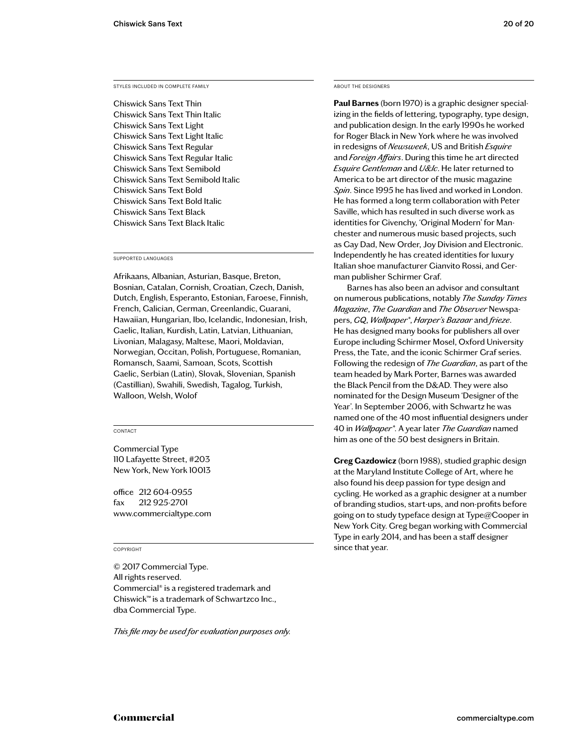## STYLES INCLUDED IN COMPLETE FAMILY

Chiswick Sans Text Thin
Chiswick Sans Text Thin Italic
Chiswick Sans Text Light
Chiswick Sans Text Light Italic
Chiswick Sans Text Regular
Chiswick Sans Text Regular Italic
Chiswick Sans Text Semibold
Chiswick Sans Text Semibold Italic
Chiswick Sans Text Bold
Chiswick Sans Text Bold Italic
Chiswick Sans Text Black
Chiswick Sans Text Black Italic

## SUPPORTED LANGUAGES

Afrikaans, Albanian, Asturian, Basque, Breton, Bosnian, Catalan, Cornish, Croatian, Czech, Danish, Dutch, English, Esperanto, Estonian, Faroese, Finnish, French, Galician, German, Greenlandic, Guarani, Hawaiian, Hungarian, Ibo, Icelandic, Indonesian, Irish, Gaelic, Italian, Kurdish, Latin, Latvian, Lithuanian, Livonian, Malagasy, Maltese, Maori, Moldavian, Norwegian, Occitan, Polish, Portuguese, Romanian, Romansch, Saami, Samoan, Scots, Scottish Gaelic, Serbian (Latin), Slovak, Slovenian, Spanish (Castillian), Swahili, Swedish, Tagalog, Turkish, Walloon, Welsh, Wolof

## CONTACT

Commercial Type
110 Lafayette Street, #203
New York, New York 10013

office 212 604-0955
fax 212 925-2701
www.commercialtype.com

## COPYRIGHT

© 2017 Commercial Type.
All rights reserved.
Commercial® is a registered trademark and Chiswick™ is a trademark of Schwartzco Inc., dba Commercial Type.

*This file may be used for evaluation purposes only.*

## ABOUT THE DESIGNERS

**Paul Barnes** (born 1970) is a graphic designer specializing in the fields of lettering, typography, type design, and publication design. In the early 1990s he worked for Roger Black in New York where he was involved in redesigns of *Newsweek*, US and British *Esquire* and *Foreign Affairs*. During this time he art directed *Esquire Gentleman* and *U&lc*. He later returned to America to be art director of the music magazine *Spin*. Since 1995 he has lived and worked in London. He has formed a long term collaboration with Peter Saville, which has resulted in such diverse work as identities for Givenchy, 'Original Modern' for Manchester and numerous music based projects, such as Gay Dad, New Order, Joy Division and Electronic. Independently he has created identities for luxury Italian shoe manufacturer Gianvito Rossi, and German publisher Schirmer Graf.

Barnes has also been an advisor and consultant on numerous publications, notably *The Sunday Times Magazine*, *The Guardian* and *The Observer* Newspapers, *GQ*, *Wallpaper\**, *Harper's Bazaar* and *frieze*. He has designed many books for publishers all over Europe including Schirmer Mosel, Oxford University Press, the Tate, and the iconic Schirmer Graf series. Following the redesign of *The Guardian*, as part of the team headed by Mark Porter, Barnes was awarded the Black Pencil from the D&AD. They were also nominated for the Design Museum 'Designer of the Year'. In September 2006, with Schwartz he was named one of the 40 most influential designers under 40 in *Wallpaper\**. A year later *The Guardian* named him as one of the 50 best designers in Britain.

**Greg Gazdowicz** (born 1988), studied graphic design at the Maryland Institute College of Art, where he also found his deep passion for type design and cycling. He worked as a graphic designer at a number of branding studios, start-ups, and non-profits before going on to study typeface design at Type@Cooper in New York City. Greg began working with Commercial Type in early 2014, and has been a staff designer since that year.